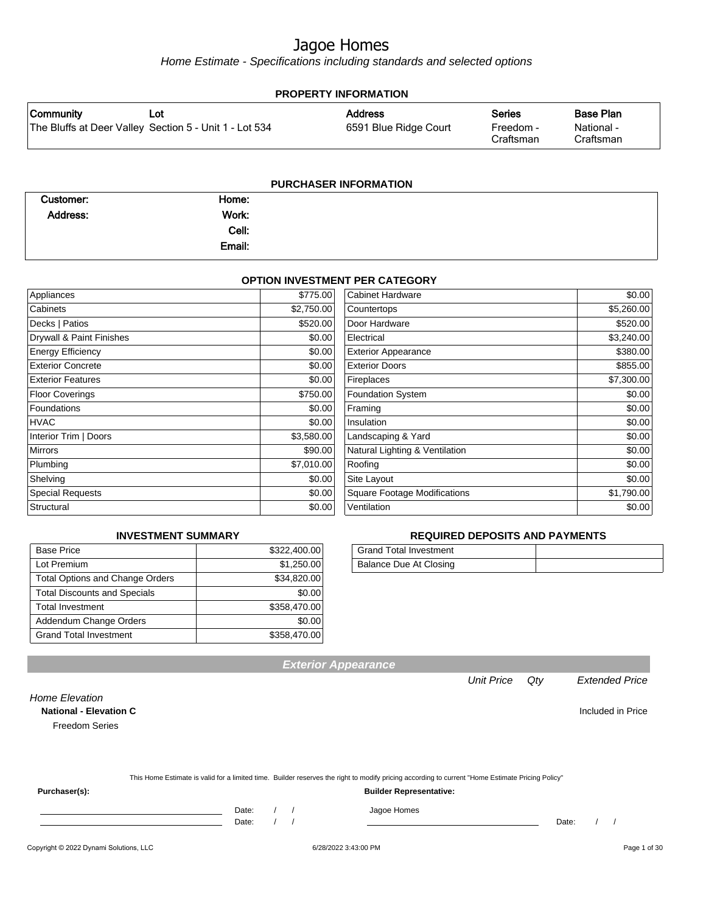# Jagoe Homes

*Home Estimate - Specifications including standards and selected options*

## PROPERTY INFORMATION

| Community | Lot | Address | Series | Base Plan |
|---|---|---|---|---|
| The Bluffs at Deer Valley | Section 5 - Unit 1 - Lot 534 | 6591 Blue Ridge Court | Freedom - Craftsman | National - Craftsman |

## PURCHASER INFORMATION

| | | | |
|---|---|---|---|
| **Customer:** | | **Home:** | |
| **Address:** | | **Work:** | |
| | | **Cell:** | |
| | | **Email:** | |

## OPTION INVESTMENT PER CATEGORY

| Category | Amount | Category | Amount |
|---|---|---|---|
| Appliances | $775.00 | Cabinet Hardware | $0.00 |
| Cabinets | $2,750.00 | Countertops | $5,260.00 |
| Decks \| Patios | $520.00 | Door Hardware | $520.00 |
| Drywall & Paint Finishes | $0.00 | Electrical | $3,240.00 |
| Energy Efficiency | $0.00 | Exterior Appearance | $380.00 |
| Exterior Concrete | $0.00 | Exterior Doors | $855.00 |
| Exterior Features | $0.00 | Fireplaces | $7,300.00 |
| Floor Coverings | $750.00 | Foundation System | $0.00 |
| Foundations | $0.00 | Framing | $0.00 |
| HVAC | $0.00 | Insulation | $0.00 |
| Interior Trim \| Doors | $3,580.00 | Landscaping & Yard | $0.00 |
| Mirrors | $90.00 | Natural Lighting & Ventilation | $0.00 |
| Plumbing | $7,010.00 | Roofing | $0.00 |
| Shelving | $0.00 | Site Layout | $0.00 |
| Special Requests | $0.00 | Square Footage Modifications | $1,790.00 |
| Structural | $0.00 | Ventilation | $0.00 |

## INVESTMENT SUMMARY

| Item | Amount |
|---|---|
| Base Price | $322,400.00 |
| Lot Premium | $1,250.00 |
| Total Options and Change Orders | $34,820.00 |
| Total Discounts and Specials | $0.00 |
| Total Investment | $358,470.00 |
| Addendum Change Orders | $0.00 |
| Grand Total Investment | $358,470.00 |

## REQUIRED DEPOSITS AND PAYMENTS

| Item | Amount |
|---|---|
| Grand Total Investment | |
| Balance Due At Closing | |

## Exterior Appearance

| | Unit Price | Qty | Extended Price |
|---|---|---|---|
| *Home Elevation* | | | |
| **National - Elevation C** | | | Included in Price |
| Freedom Series | | | |

This Home Estimate is valid for a limited time. Builder reserves the right to modify pricing according to current "Home Estimate Pricing Policy"

**Purchaser(s):**

______________________ Date: / /

______________________ Date: / /

**Builder Representative:**

Jagoe Homes

______________________ Date: / /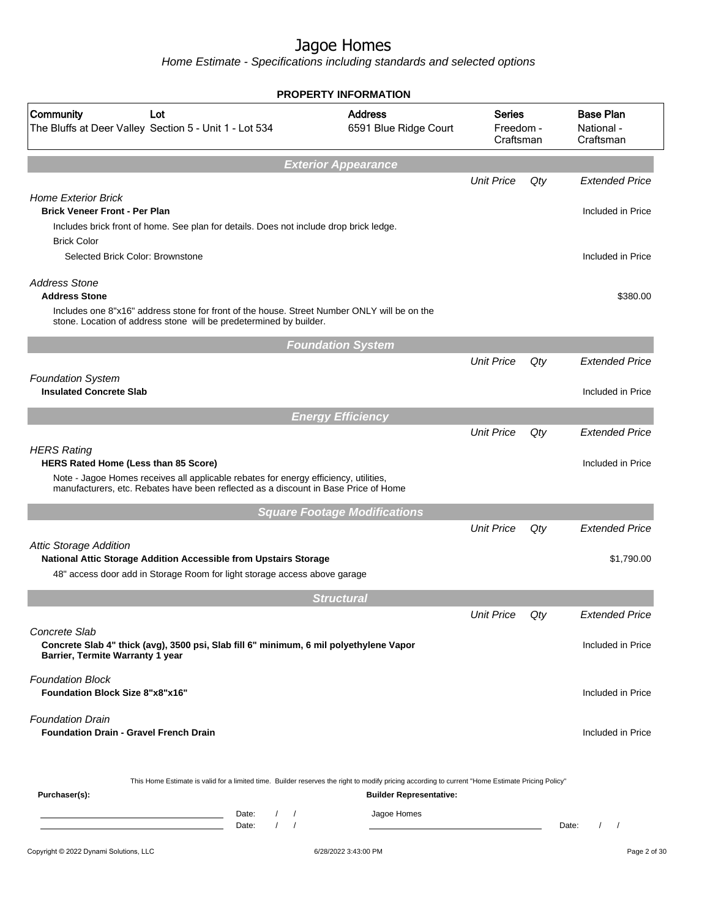# Jagoe Homes

*Home Estimate - Specifications including standards and selected options*

## PROPERTY INFORMATION

| Community | Lot | Address | Series | Base Plan |
|---|---|---|---|---|
| The Bluffs at Deer Valley | Section 5 - Unit 1 - Lot 534 | 6591 Blue Ridge Court | Freedom - Craftsman | National - Craftsman |

## Exterior Appearance

| | Unit Price | Qty | Extended Price |
|---|---|---|---|
| *Home Exterior Brick* | | | |
| **Brick Veneer Front - Per Plan** | | | Included in Price |
| Includes brick front of home. See plan for details. Does not include drop brick ledge. | | | |
| Brick Color | | | |
| Selected Brick Color: Brownstone | | | Included in Price |
| *Address Stone* | | | |
| **Address Stone** | | | $380.00 |
| Includes one 8"x16" address stone for front of the house. Street Number ONLY will be on the stone. Location of address stone will be predetermined by builder. | | | |

## Foundation System

| | Unit Price | Qty | Extended Price |
|---|---|---|---|
| *Foundation System* | | | |
| **Insulated Concrete Slab** | | | Included in Price |

## Energy Efficiency

| | Unit Price | Qty | Extended Price |
|---|---|---|---|
| *HERS Rating* | | | |
| **HERS Rated Home (Less than 85 Score)** | | | Included in Price |
| Note - Jagoe Homes receives all applicable rebates for energy efficiency, utilities, manufacturers, etc. Rebates have been reflected as a discount in Base Price of Home | | | |

## Square Footage Modifications

| | Unit Price | Qty | Extended Price |
|---|---|---|---|
| *Attic Storage Addition* | | | |
| **National Attic Storage Addition Accessible from Upstairs Storage** | | | $1,790.00 |
| 48" access door add in Storage Room for light storage access above garage | | | |

## Structural

| | Unit Price | Qty | Extended Price |
|---|---|---|---|
| *Concrete Slab* | | | |
| **Concrete Slab 4" thick (avg), 3500 psi, Slab fill 6" minimum, 6 mil polyethylene Vapor Barrier, Termite Warranty 1 year** | | | Included in Price |
| *Foundation Block* | | | |
| **Foundation Block Size 8"x8"x16"** | | | Included in Price |
| *Foundation Drain* | | | |
| **Foundation Drain - Gravel French Drain** | | | Included in Price |

This Home Estimate is valid for a limited time. Builder reserves the right to modify pricing according to current "Home Estimate Pricing Policy"

**Purchaser(s):** ______________________ Date: / /

______________________ Date: / /

**Builder Representative:** Jagoe Homes

______________________ Date: / /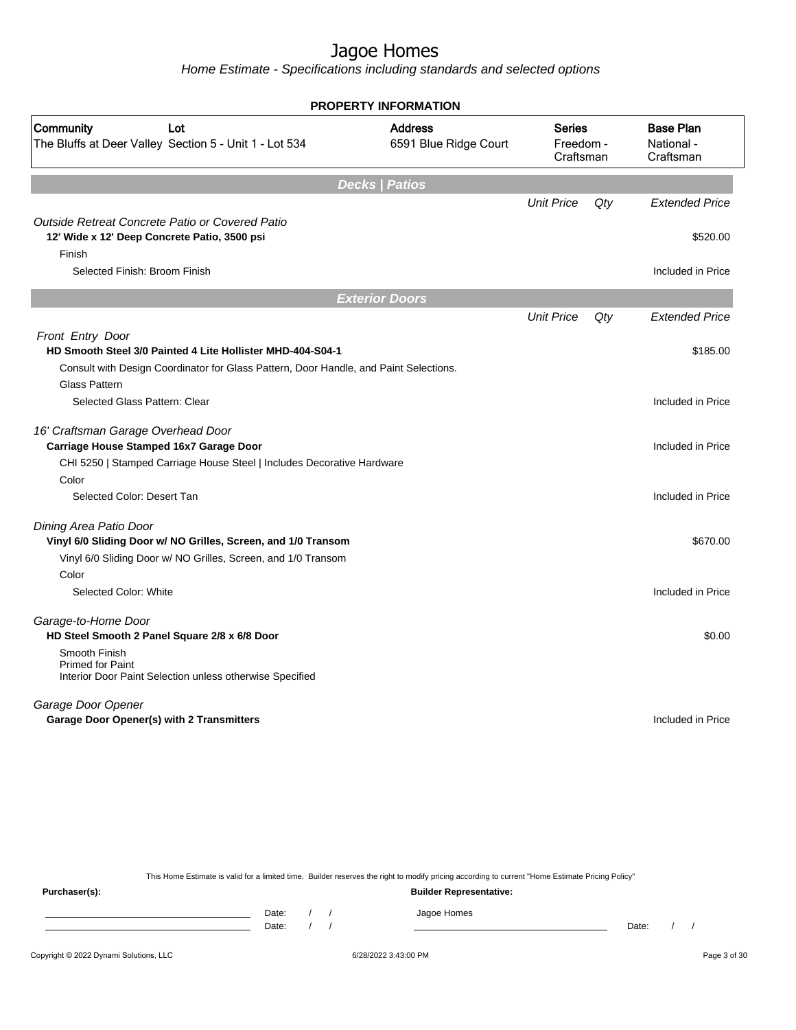# Jagoe Homes

*Home Estimate - Specifications including standards and selected options*

## PROPERTY INFORMATION

| Community | Lot | Address | Series | Base Plan |
|---|---|---|---|---|
| The Bluffs at Deer Valley | Section 5 - Unit 1 - Lot 534 | 6591 Blue Ridge Court | Freedom - Craftsman | National - Craftsman |

## Decks | Patios

| | Unit Price | Qty | Extended Price |
|---|---|---|---|
| *Outside Retreat Concrete Patio or Covered Patio* | | | |
| **12' Wide x 12' Deep Concrete Patio, 3500 psi** | | | $520.00 |
| Finish | | | |
| Selected Finish: Broom Finish | | | Included in Price |

## Exterior Doors

| | Unit Price | Qty | Extended Price |
|---|---|---|---|
| *Front Entry Door* | | | |
| **HD Smooth Steel 3/0 Painted 4 Lite Hollister MHD-404-S04-1** | | | $185.00 |
| Consult with Design Coordinator for Glass Pattern, Door Handle, and Paint Selections. | | | |
| Glass Pattern | | | |
| Selected Glass Pattern: Clear | | | Included in Price |
| *16' Craftsman Garage Overhead Door* | | | |
| **Carriage House Stamped 16x7 Garage Door** | | | Included in Price |
| CHI 5250 \| Stamped Carriage House Steel \| Includes Decorative Hardware | | | |
| Color | | | |
| Selected Color: Desert Tan | | | Included in Price |
| *Dining Area Patio Door* | | | |
| **Vinyl 6/0 Sliding Door w/ NO Grilles, Screen, and 1/0 Transom** | | | $670.00 |
| Vinyl 6/0 Sliding Door w/ NO Grilles, Screen, and 1/0 Transom | | | |
| Color | | | |
| Selected Color: White | | | Included in Price |
| *Garage-to-Home Door* | | | |
| **HD Steel Smooth 2 Panel Square 2/8 x 6/8 Door** | | | $0.00 |
| Smooth Finish<br>Primed for Paint<br>Interior Door Paint Selection unless otherwise Specified | | | |
| *Garage Door Opener* | | | |
| **Garage Door Opener(s) with 2 Transmitters** | | | Included in Price |

This Home Estimate is valid for a limited time. Builder reserves the right to modify pricing according to current "Home Estimate Pricing Policy"

**Purchaser(s):** Date: / / Date: / /

**Builder Representative:** Jagoe Homes Date: / /

Copyright © 2022 Dynami Solutions, LLC 6/28/2022 3:43:00 PM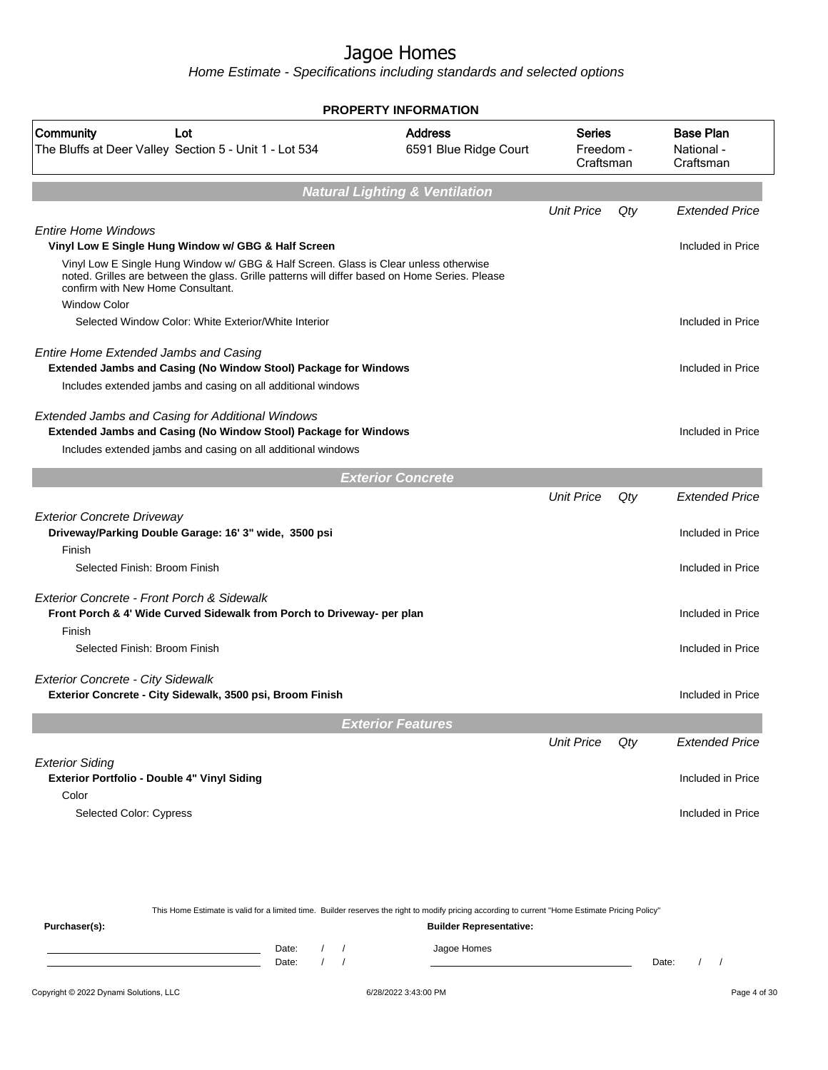# Jagoe Homes

*Home Estimate - Specifications including standards and selected options*

**PROPERTY INFORMATION**

| Community | Lot | Address | Series | Base Plan |
|---|---|---|---|---|
| The Bluffs at Deer Valley | Section 5 - Unit 1 - Lot 534 | 6591 Blue Ridge Court | Freedom - Craftsman | National - Craftsman |

## Natural Lighting & Ventilation

| | Unit Price | Qty | Extended Price |
|---|---|---|---|
| *Entire Home Windows* | | | |
| **Vinyl Low E Single Hung Window w/ GBG & Half Screen** | | | Included in Price |
| Vinyl Low E Single Hung Window w/ GBG & Half Screen. Glass is Clear unless otherwise noted. Grilles are between the glass. Grille patterns will differ based on Home Series. Please confirm with New Home Consultant. | | | |
| Window Color | | | |
| Selected Window Color: White Exterior/White Interior | | | Included in Price |
| *Entire Home Extended Jambs and Casing* | | | |
| **Extended Jambs and Casing (No Window Stool) Package for Windows** | | | Included in Price |
| Includes extended jambs and casing on all additional windows | | | |
| *Extended Jambs and Casing for Additional Windows* | | | |
| **Extended Jambs and Casing (No Window Stool) Package for Windows** | | | Included in Price |
| Includes extended jambs and casing on all additional windows | | | |

## Exterior Concrete

| | Unit Price | Qty | Extended Price |
|---|---|---|---|
| *Exterior Concrete Driveway* | | | |
| **Driveway/Parking Double Garage: 16' 3" wide, 3500 psi** | | | Included in Price |
| Finish | | | |
| Selected Finish: Broom Finish | | | Included in Price |
| *Exterior Concrete - Front Porch & Sidewalk* | | | |
| **Front Porch & 4' Wide Curved Sidewalk from Porch to Driveway- per plan** | | | Included in Price |
| Finish | | | |
| Selected Finish: Broom Finish | | | Included in Price |
| *Exterior Concrete - City Sidewalk* | | | |
| **Exterior Concrete - City Sidewalk, 3500 psi, Broom Finish** | | | Included in Price |

## Exterior Features

| | Unit Price | Qty | Extended Price |
|---|---|---|---|
| *Exterior Siding* | | | |
| **Exterior Portfolio - Double 4" Vinyl Siding** | | | Included in Price |
| Color | | | |
| Selected Color: Cypress | | | Included in Price |

This Home Estimate is valid for a limited time. Builder reserves the right to modify pricing according to current "Home Estimate Pricing Policy"

**Purchaser(s):**

Date: / /
Date: / /

**Builder Representative:**

Jagoe Homes

Date: / /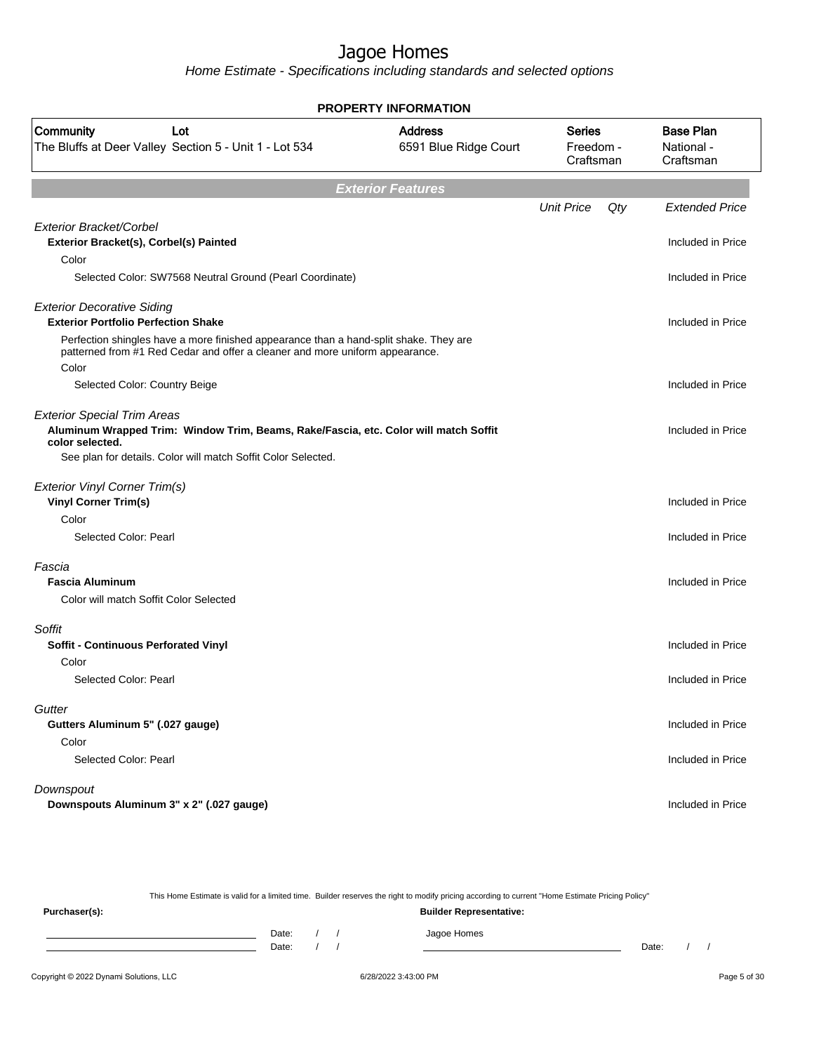# Jagoe Homes

Home Estimate - Specifications including standards and selected options

**PROPERTY INFORMATION**

| Community | Lot | Address | Series | Base Plan |
|---|---|---|---|---|
| The Bluffs at Deer Valley | Section 5 - Unit 1 - Lot 534 | 6591 Blue Ridge Court | Freedom - Craftsman | National - Craftsman |

## Exterior Features

| | Unit Price | Qty | Extended Price |
|---|---|---|---|
| *Exterior Bracket/Corbel* | | | |
| **Exterior Bracket(s), Corbel(s) Painted** | | | Included in Price |
| Color | | | |
| Selected Color: SW7568 Neutral Ground (Pearl Coordinate) | | | Included in Price |
| *Exterior Decorative Siding* | | | |
| **Exterior Portfolio Perfection Shake** | | | Included in Price |
| Perfection shingles have a more finished appearance than a hand-split shake. They are patterned from #1 Red Cedar and offer a cleaner and more uniform appearance. | | | |
| Color | | | |
| Selected Color: Country Beige | | | Included in Price |
| *Exterior Special Trim Areas* | | | |
| **Aluminum Wrapped Trim: Window Trim, Beams, Rake/Fascia, etc. Color will match Soffit color selected.** | | | Included in Price |
| See plan for details. Color will match Soffit Color Selected. | | | |
| *Exterior Vinyl Corner Trim(s)* | | | |
| **Vinyl Corner Trim(s)** | | | Included in Price |
| Color | | | |
| Selected Color: Pearl | | | Included in Price |
| *Fascia* | | | |
| **Fascia Aluminum** | | | Included in Price |
| Color will match Soffit Color Selected | | | |
| *Soffit* | | | |
| **Soffit - Continuous Perforated Vinyl** | | | Included in Price |
| Color | | | |
| Selected Color: Pearl | | | Included in Price |
| *Gutter* | | | |
| **Gutters Aluminum 5" (.027 gauge)** | | | Included in Price |
| Color | | | |
| Selected Color: Pearl | | | Included in Price |
| *Downspout* | | | |
| **Downspouts Aluminum 3" x 2" (.027 gauge)** | | | Included in Price |

This Home Estimate is valid for a limited time. Builder reserves the right to modify pricing according to current "Home Estimate Pricing Policy"

**Purchaser(s):** **Builder Representative:**

Date: / / Jagoe Homes

Date: / / Date: / /

Copyright © 2022 Dynami Solutions, LLC 6/28/2022 3:43:00 PM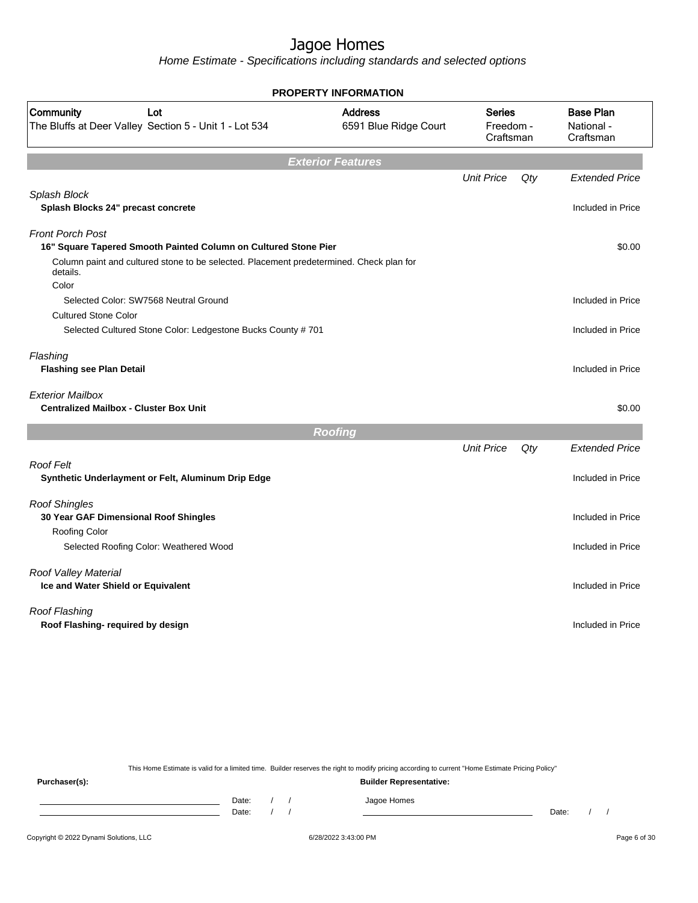# Jagoe Homes

*Home Estimate - Specifications including standards and selected options*

**PROPERTY INFORMATION**

| Community | Lot | Address | Series | Base Plan |
|---|---|---|---|---|
| The Bluffs at Deer Valley | Section 5 - Unit 1 - Lot 534 | 6591 Blue Ridge Court | Freedom - Craftsman | National - Craftsman |

## Exterior Features

| | Unit Price | Qty | Extended Price |
|---|---|---|---|
| *Splash Block* | | | |
| **Splash Blocks 24" precast concrete** | | | Included in Price |
| *Front Porch Post* | | | |
| **16" Square Tapered Smooth Painted Column on Cultured Stone Pier** | | | $0.00 |
| Column paint and cultured stone to be selected. Placement predetermined. Check plan for details. | | | |
| Color | | | |
| Selected Color: SW7568 Neutral Ground | | | Included in Price |
| Cultured Stone Color | | | |
| Selected Cultured Stone Color: Ledgestone Bucks County # 701 | | | Included in Price |
| *Flashing* | | | |
| **Flashing see Plan Detail** | | | Included in Price |
| *Exterior Mailbox* | | | |
| **Centralized Mailbox - Cluster Box Unit** | | | $0.00 |

## Roofing

| | Unit Price | Qty | Extended Price |
|---|---|---|---|
| *Roof Felt* | | | |
| **Synthetic Underlayment or Felt, Aluminum Drip Edge** | | | Included in Price |
| *Roof Shingles* | | | |
| **30 Year GAF Dimensional Roof Shingles** | | | Included in Price |
| Roofing Color | | | |
| Selected Roofing Color: Weathered Wood | | | Included in Price |
| *Roof Valley Material* | | | |
| **Ice and Water Shield or Equivalent** | | | Included in Price |
| *Roof Flashing* | | | |
| **Roof Flashing- required by design** | | | Included in Price |

This Home Estimate is valid for a limited time. Builder reserves the right to modify pricing according to current "Home Estimate Pricing Policy"

**Purchaser(s):** **Builder Representative:**

Date: / / Jagoe Homes

Date: / / Date: / /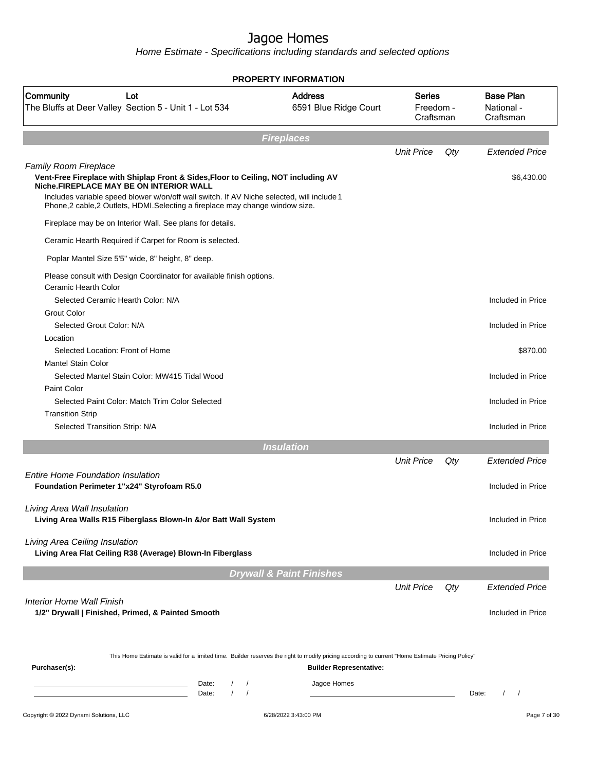# Jagoe Homes

*Home Estimate - Specifications including standards and selected options*

**PROPERTY INFORMATION**

| Community | Lot | Address | Series | Base Plan |
|---|---|---|---|---|
| The Bluffs at Deer Valley | Section 5 - Unit 1 - Lot 534 | 6591 Blue Ridge Court | Freedom - Craftsman | National - Craftsman |

## Fireplaces

| | Unit Price | Qty | Extended Price |
|---|---|---|---|
| *Family Room Fireplace* | | | |
| **Vent-Free Fireplace with Shiplap Front & Sides,Floor to Ceiling, NOT including AV Niche.FIREPLACE MAY BE ON INTERIOR WALL** | | | $6,430.00 |
| Includes variable speed blower w/on/off wall switch. If AV Niche selected, will include 1 Phone,2 cable,2 Outlets, HDMI.Selecting a fireplace may change window size. | | | |
| Fireplace may be on Interior Wall. See plans for details. | | | |
| Ceramic Hearth Required if Carpet for Room is selected. | | | |
| Poplar Mantel Size 5'5" wide, 8" height, 8" deep. | | | |
| Please consult with Design Coordinator for available finish options. | | | |
| Ceramic Hearth Color | | | |
| Selected Ceramic Hearth Color: N/A | | | Included in Price |
| Grout Color | | | |
| Selected Grout Color: N/A | | | Included in Price |
| Location | | | |
| Selected Location: Front of Home | | | $870.00 |
| Mantel Stain Color | | | |
| Selected Mantel Stain Color: MW415 Tidal Wood | | | Included in Price |
| Paint Color | | | |
| Selected Paint Color: Match Trim Color Selected | | | Included in Price |
| Transition Strip | | | |
| Selected Transition Strip: N/A | | | Included in Price |

## Insulation

| | Unit Price | Qty | Extended Price |
|---|---|---|---|
| *Entire Home Foundation Insulation* | | | |
| **Foundation Perimeter 1"x24" Styrofoam R5.0** | | | Included in Price |
| *Living Area Wall Insulation* | | | |
| **Living Area Walls R15 Fiberglass Blown-In &/or Batt Wall System** | | | Included in Price |
| *Living Area Ceiling Insulation* | | | |
| **Living Area Flat Ceiling R38 (Average) Blown-In Fiberglass** | | | Included in Price |

## Drywall & Paint Finishes

| | Unit Price | Qty | Extended Price |
|---|---|---|---|
| *Interior Home Wall Finish* | | | |
| **1/2" Drywall \| Finished, Primed, & Painted Smooth** | | | Included in Price |

This Home Estimate is valid for a limited time. Builder reserves the right to modify pricing according to current "Home Estimate Pricing Policy"

**Purchaser(s):**

\_\_\_\_\_\_\_\_\_\_\_\_\_\_\_\_\_\_\_\_ Date: / /

\_\_\_\_\_\_\_\_\_\_\_\_\_\_\_\_\_\_\_\_ Date: / /

**Builder Representative:**

Jagoe Homes

\_\_\_\_\_\_\_\_\_\_\_\_\_\_\_\_\_\_\_\_ Date: / /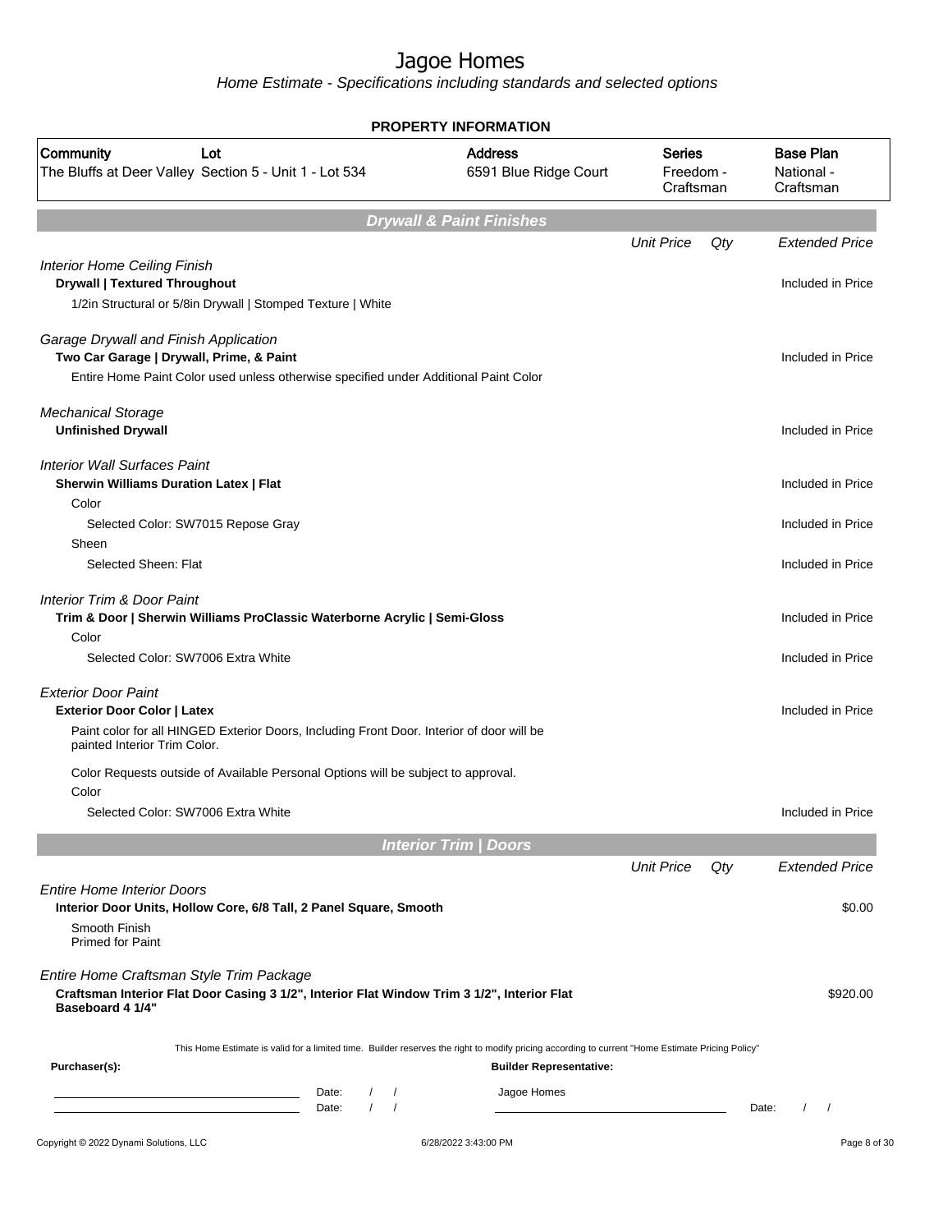# Jagoe Homes

*Home Estimate - Specifications including standards and selected options*

**PROPERTY INFORMATION**

| Community | Lot | Address | Series | Base Plan |
|---|---|---|---|---|
| The Bluffs at Deer Valley | Section 5 - Unit 1 - Lot 534 | 6591 Blue Ridge Court | Freedom - Craftsman | National - Craftsman |

## Drywall & Paint Finishes

| | Unit Price | Qty | Extended Price |
|---|---|---|---|
| *Interior Home Ceiling Finish* | | | |
| **Drywall \| Textured Throughout** | | | Included in Price |
| 1/2in Structural or 5/8in Drywall \| Stomped Texture \| White | | | |
| *Garage Drywall and Finish Application* | | | |
| **Two Car Garage \| Drywall, Prime, & Paint** | | | Included in Price |
| Entire Home Paint Color used unless otherwise specified under Additional Paint Color | | | |
| *Mechanical Storage* | | | |
| **Unfinished Drywall** | | | Included in Price |
| *Interior Wall Surfaces Paint* | | | |
| **Sherwin Williams Duration Latex \| Flat** | | | Included in Price |
| Color | | | |
| Selected Color: SW7015 Repose Gray | | | Included in Price |
| Sheen | | | |
| Selected Sheen: Flat | | | Included in Price |
| *Interior Trim & Door Paint* | | | |
| **Trim & Door \| Sherwin Williams ProClassic Waterborne Acrylic \| Semi-Gloss** | | | Included in Price |
| Color | | | |
| Selected Color: SW7006 Extra White | | | Included in Price |
| *Exterior Door Paint* | | | |
| **Exterior Door Color \| Latex** | | | Included in Price |
| Paint color for all HINGED Exterior Doors, Including Front Door. Interior of door will be painted Interior Trim Color. | | | |
| Color Requests outside of Available Personal Options will be subject to approval. | | | |
| Color | | | |
| Selected Color: SW7006 Extra White | | | Included in Price |

## Interior Trim | Doors

| | Unit Price | Qty | Extended Price |
|---|---|---|---|
| *Entire Home Interior Doors* | | | |
| **Interior Door Units, Hollow Core, 6/8 Tall, 2 Panel Square, Smooth** | | | $0.00 |
| Smooth Finish<br>Primed for Paint | | | |
| *Entire Home Craftsman Style Trim Package* | | | |
| **Craftsman Interior Flat Door Casing 3 1/2", Interior Flat Window Trim 3 1/2", Interior Flat Baseboard 4 1/4"** | | | $920.00 |

This Home Estimate is valid for a limited time. Builder reserves the right to modify pricing according to current "Home Estimate Pricing Policy"

**Purchaser(s):**

______________________ Date: / /

______________________ Date: / /

**Builder Representative:**

Jagoe Homes

______________________ Date: / /

Copyright © 2022 Dynami Solutions, LLC 6/28/2022 3:43:00 PM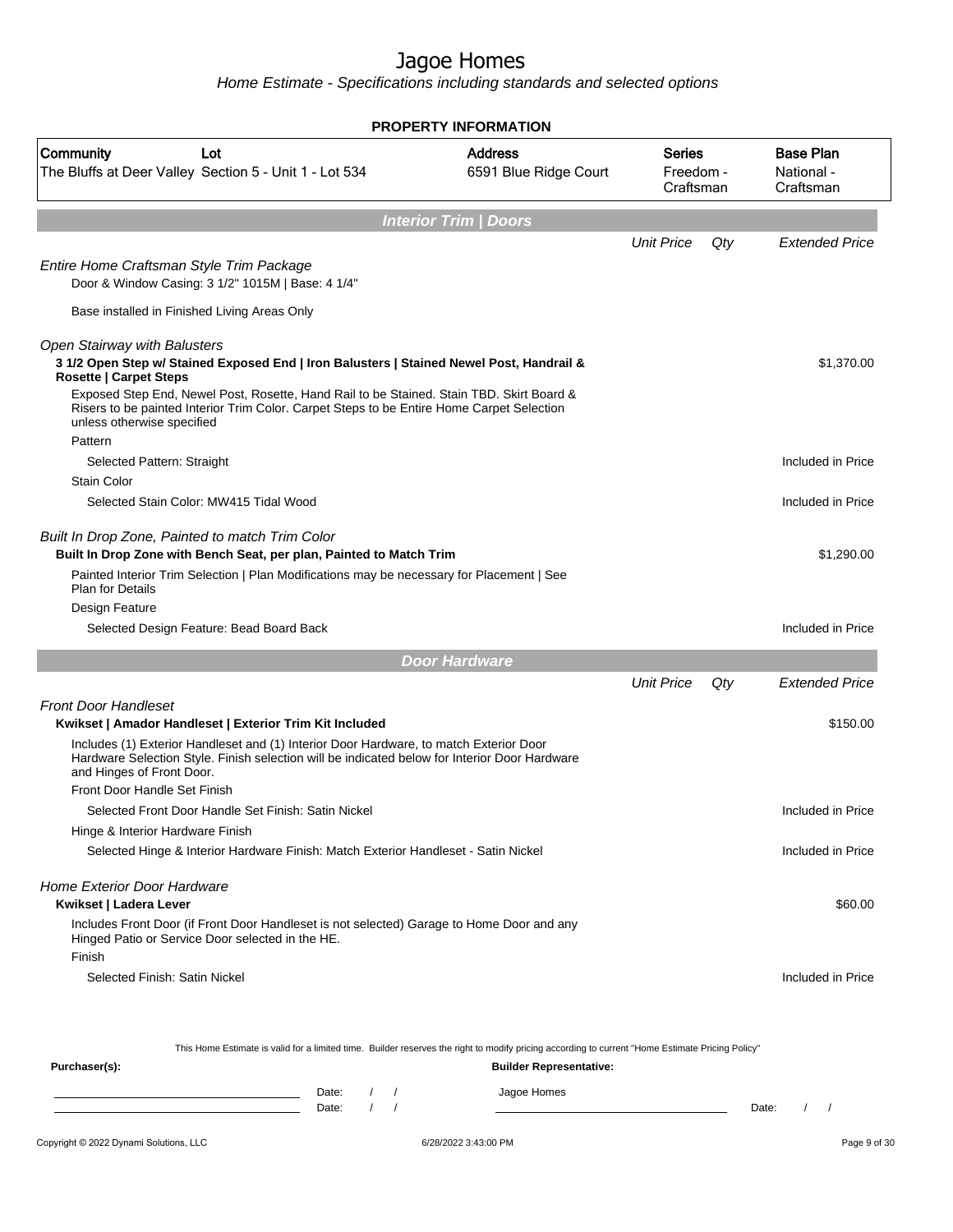# Jagoe Homes

*Home Estimate - Specifications including standards and selected options*

**PROPERTY INFORMATION**

| Community | Lot | Address | Series | Base Plan |
|---|---|---|---|---|
| The Bluffs at Deer Valley | Section 5 - Unit 1 - Lot 534 | 6591 Blue Ridge Court | Freedom - Craftsman | National - Craftsman |

## Interior Trim | Doors

| | Unit Price | Qty | Extended Price |
|---|---|---|---|
| *Entire Home Craftsman Style Trim Package* | | | |
| Door & Window Casing: 3 1/2" 1015M \| Base: 4 1/4" | | | |
| Base installed in Finished Living Areas Only | | | |
| *Open Stairway with Balusters* | | | |
| **3 1/2 Open Step w/ Stained Exposed End \| Iron Balusters \| Stained Newel Post, Handrail & Rosette \| Carpet Steps** | | | $1,370.00 |
| Exposed Step End, Newel Post, Rosette, Hand Rail to be Stained. Stain TBD. Skirt Board & Risers to be painted Interior Trim Color. Carpet Steps to be Entire Home Carpet Selection unless otherwise specified | | | |
| Pattern | | | |
| Selected Pattern: Straight | | | Included in Price |
| Stain Color | | | |
| Selected Stain Color: MW415 Tidal Wood | | | Included in Price |
| *Built In Drop Zone, Painted to match Trim Color* | | | |
| **Built In Drop Zone with Bench Seat, per plan, Painted to Match Trim** | | | $1,290.00 |
| Painted Interior Trim Selection \| Plan Modifications may be necessary for Placement \| See Plan for Details | | | |
| Design Feature | | | |
| Selected Design Feature: Bead Board Back | | | Included in Price |

## Door Hardware

| | Unit Price | Qty | Extended Price |
|---|---|---|---|
| *Front Door Handleset* | | | |
| **Kwikset \| Amador Handleset \| Exterior Trim Kit Included** | | | $150.00 |
| Includes (1) Exterior Handleset and (1) Interior Door Hardware, to match Exterior Door Hardware Selection Style. Finish selection will be indicated below for Interior Door Hardware and Hinges of Front Door. | | | |
| Front Door Handle Set Finish | | | |
| Selected Front Door Handle Set Finish: Satin Nickel | | | Included in Price |
| Hinge & Interior Hardware Finish | | | |
| Selected Hinge & Interior Hardware Finish: Match Exterior Handleset - Satin Nickel | | | Included in Price |
| *Home Exterior Door Hardware* | | | |
| **Kwikset \| Ladera Lever** | | | $60.00 |
| Includes Front Door (if Front Door Handleset is not selected) Garage to Home Door and any Hinged Patio or Service Door selected in the HE. | | | |
| Finish | | | |
| Selected Finish: Satin Nickel | | | Included in Price |

This Home Estimate is valid for a limited time. Builder reserves the right to modify pricing according to current "Home Estimate Pricing Policy"

**Purchaser(s):** &nbsp;&nbsp;&nbsp; **Builder Representative:**

_______________________ Date: / / &nbsp;&nbsp;&nbsp; Jagoe Homes

_______________________ Date: / / &nbsp;&nbsp;&nbsp; _______________________ Date: / /

Copyright © 2022 Dynami Solutions, LLC &nbsp;&nbsp;&nbsp; 6/28/2022 3:43:00 PM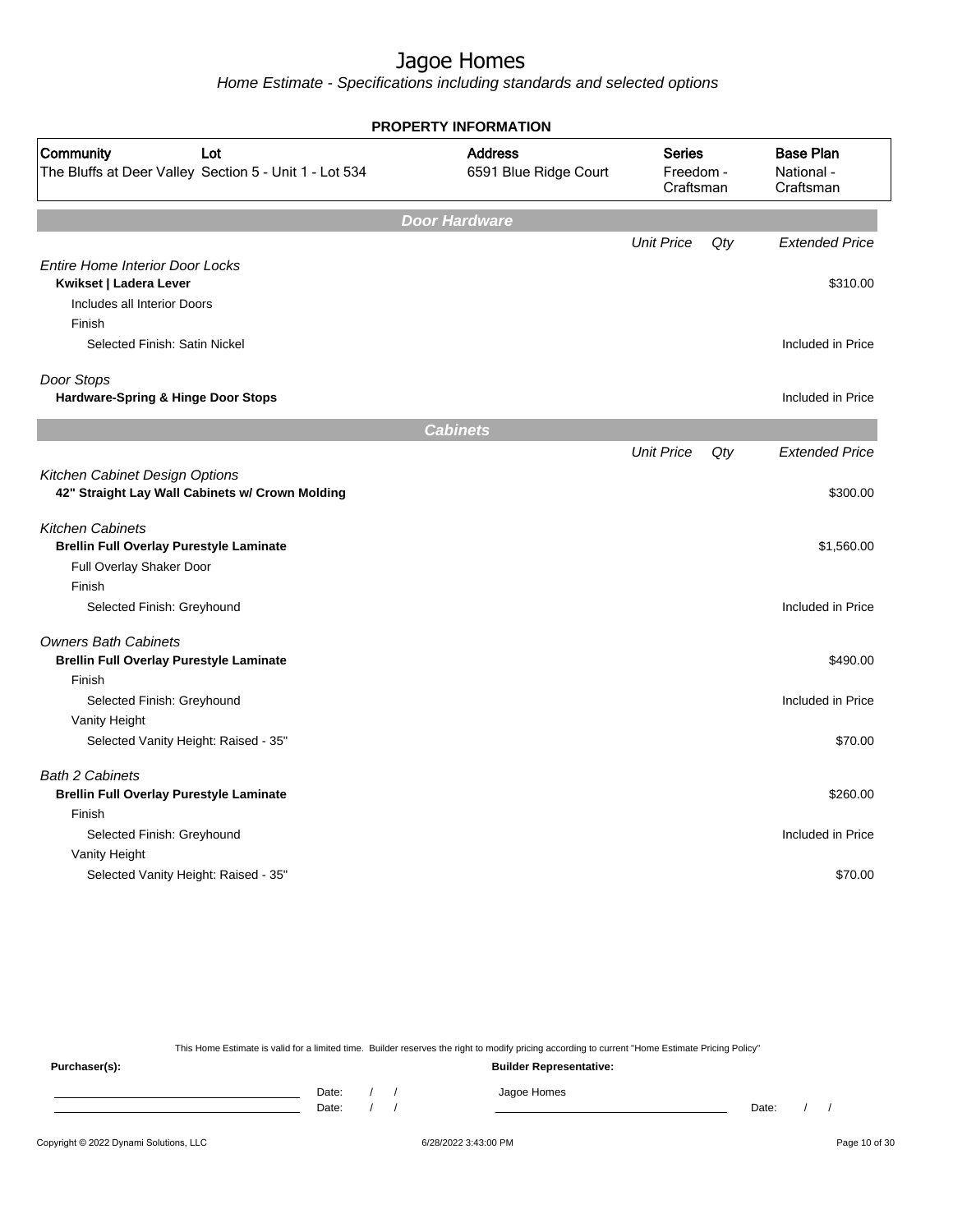# Jagoe Homes

*Home Estimate - Specifications including standards and selected options*

**PROPERTY INFORMATION**

| Community | Lot | Address | Series | Base Plan |
|---|---|---|---|---|
| The Bluffs at Deer Valley | Section 5 - Unit 1 - Lot 534 | 6591 Blue Ridge Court | Freedom - Craftsman | National - Craftsman |

## Door Hardware

| | Unit Price | Qty | Extended Price |
|---|---|---|---|
| *Entire Home Interior Door Locks* | | | |
| **Kwikset \| Ladera Lever** | | | $310.00 |
| Includes all Interior Doors | | | |
| Finish | | | |
| Selected Finish: Satin Nickel | | | Included in Price |
| *Door Stops* | | | |
| **Hardware-Spring & Hinge Door Stops** | | | Included in Price |

## Cabinets

| | Unit Price | Qty | Extended Price |
|---|---|---|---|
| *Kitchen Cabinet Design Options* | | | |
| **42" Straight Lay Wall Cabinets w/ Crown Molding** | | | $300.00 |
| *Kitchen Cabinets* | | | |
| **Brellin Full Overlay Purestyle Laminate** | | | $1,560.00 |
| Full Overlay Shaker Door | | | |
| Finish | | | |
| Selected Finish: Greyhound | | | Included in Price |
| *Owners Bath Cabinets* | | | |
| **Brellin Full Overlay Purestyle Laminate** | | | $490.00 |
| Finish | | | |
| Selected Finish: Greyhound | | | Included in Price |
| Vanity Height | | | |
| Selected Vanity Height: Raised - 35" | | | $70.00 |
| *Bath 2 Cabinets* | | | |
| **Brellin Full Overlay Purestyle Laminate** | | | $260.00 |
| Finish | | | |
| Selected Finish: Greyhound | | | Included in Price |
| Vanity Height | | | |
| Selected Vanity Height: Raised - 35" | | | $70.00 |

This Home Estimate is valid for a limited time. Builder reserves the right to modify pricing according to current "Home Estimate Pricing Policy"

**Purchaser(s):** Date: / / Date: / /

**Builder Representative:** Jagoe Homes Date: / /

Copyright © 2022 Dynami Solutions, LLC 6/28/2022 3:43:00 PM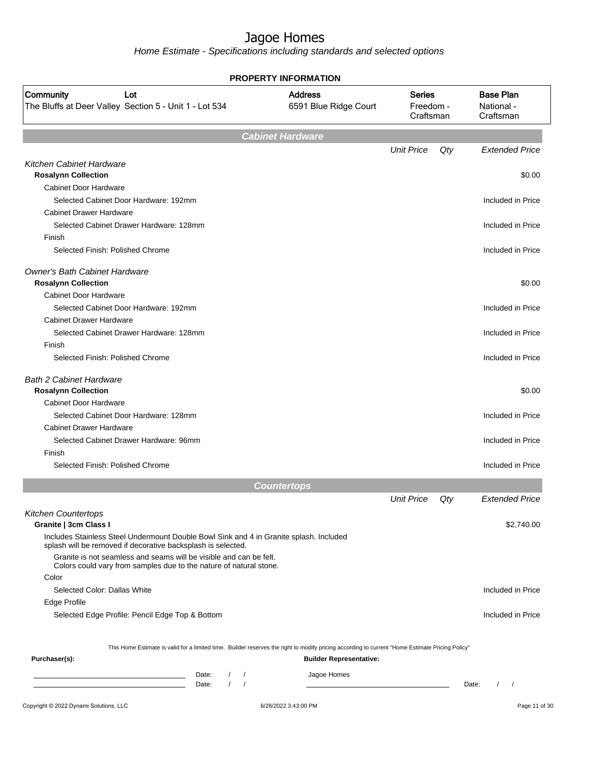# Jagoe Homes

*Home Estimate - Specifications including standards and selected options*

## PROPERTY INFORMATION

| Community | Lot | Address | Series | Base Plan |
|---|---|---|---|---|
| The Bluffs at Deer Valley | Section 5 - Unit 1 - Lot 534 | 6591 Blue Ridge Court | Freedom - Craftsman | National - Craftsman |

## Cabinet Hardware

| | Unit Price | Qty | Extended Price |
|---|---|---|---|
| *Kitchen Cabinet Hardware* | | | |
| **Rosalynn Collection** | | | $0.00 |
| Cabinet Door Hardware | | | |
| Selected Cabinet Door Hardware: 192mm | | | Included in Price |
| Cabinet Drawer Hardware | | | |
| Selected Cabinet Drawer Hardware: 128mm | | | Included in Price |
| Finish | | | |
| Selected Finish: Polished Chrome | | | Included in Price |
| *Owner's Bath Cabinet Hardware* | | | |
| **Rosalynn Collection** | | | $0.00 |
| Cabinet Door Hardware | | | |
| Selected Cabinet Door Hardware: 192mm | | | Included in Price |
| Cabinet Drawer Hardware | | | |
| Selected Cabinet Drawer Hardware: 128mm | | | Included in Price |
| Finish | | | |
| Selected Finish: Polished Chrome | | | Included in Price |
| *Bath 2 Cabinet Hardware* | | | |
| **Rosalynn Collection** | | | $0.00 |
| Cabinet Door Hardware | | | |
| Selected Cabinet Door Hardware: 128mm | | | Included in Price |
| Cabinet Drawer Hardware | | | |
| Selected Cabinet Drawer Hardware: 96mm | | | Included in Price |
| Finish | | | |
| Selected Finish: Polished Chrome | | | Included in Price |

## Countertops

| | Unit Price | Qty | Extended Price |
|---|---|---|---|
| *Kitchen Countertops* | | | |
| **Granite \| 3cm Class I** | | | $2,740.00 |
| Includes Stainless Steel Undermount Double Bowl Sink and 4 in Granite splash. Included splash will be removed if decorative backsplash is selected. | | | |
| Granite is not seamless and seams will be visible and can be felt. Colors could vary from samples due to the nature of natural stone. | | | |
| Color | | | |
| Selected Color: Dallas White | | | Included in Price |
| Edge Profile | | | |
| Selected Edge Profile: Pencil Edge Top & Bottom | | | Included in Price |

This Home Estimate is valid for a limited time. Builder reserves the right to modify pricing according to current "Home Estimate Pricing Policy"

**Purchaser(s):**

Date: / /

Date: / /

**Builder Representative:**

Jagoe Homes

Date: / /

Copyright © 2022 Dynami Solutions, LLC — 6/28/2022 3:43:00 PM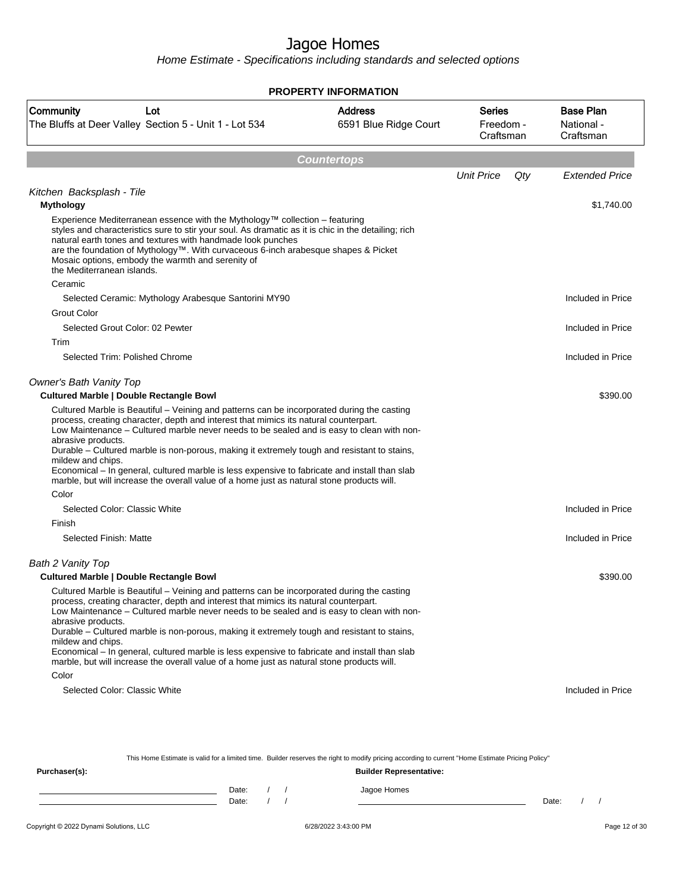# Jagoe Homes

Home Estimate - Specifications including standards and selected options

**PROPERTY INFORMATION**

| Community | Lot | Address | Series | Base Plan |
|---|---|---|---|---|
| The Bluffs at Deer Valley | Section 5 - Unit 1 - Lot 534 | 6591 Blue Ridge Court | Freedom - Craftsman | National - Craftsman |

## Countertops

| | Unit Price | Qty | Extended Price |
|---|---|---|---|
| *Kitchen Backsplash - Tile* | | | |
| **Mythology** | | | $1,740.00 |
| Experience Mediterranean essence with the Mythology™ collection – featuring styles and characteristics sure to stir your soul. As dramatic as it is chic in the detailing; rich natural earth tones and textures with handmade look punches are the foundation of Mythology™. With curvaceous 6-inch arabesque shapes & Picket Mosaic options, embody the warmth and serenity of the Mediterranean islands. | | | |
| Ceramic | | | |
| Selected Ceramic: Mythology Arabesque Santorini MY90 | | | Included in Price |
| Grout Color | | | |
| Selected Grout Color: 02 Pewter | | | Included in Price |
| Trim | | | |
| Selected Trim: Polished Chrome | | | Included in Price |
| *Owner's Bath Vanity Top* | | | |
| **Cultured Marble \| Double Rectangle Bowl** | | | $390.00 |
| Cultured Marble is Beautiful – Veining and patterns can be incorporated during the casting process, creating character, depth and interest that mimics its natural counterpart. Low Maintenance – Cultured marble never needs to be sealed and is easy to clean with non-abrasive products. Durable – Cultured marble is non-porous, making it extremely tough and resistant to stains, mildew and chips. Economical – In general, cultured marble is less expensive to fabricate and install than slab marble, but will increase the overall value of a home just as natural stone products will. | | | |
| Color | | | |
| Selected Color: Classic White | | | Included in Price |
| Finish | | | |
| Selected Finish: Matte | | | Included in Price |
| *Bath 2 Vanity Top* | | | |
| **Cultured Marble \| Double Rectangle Bowl** | | | $390.00 |
| Cultured Marble is Beautiful – Veining and patterns can be incorporated during the casting process, creating character, depth and interest that mimics its natural counterpart. Low Maintenance – Cultured marble never needs to be sealed and is easy to clean with non-abrasive products. Durable – Cultured marble is non-porous, making it extremely tough and resistant to stains, mildew and chips. Economical – In general, cultured marble is less expensive to fabricate and install than slab marble, but will increase the overall value of a home just as natural stone products will. | | | |
| Color | | | |
| Selected Color: Classic White | | | Included in Price |

This Home Estimate is valid for a limited time. Builder reserves the right to modify pricing according to current "Home Estimate Pricing Policy"

**Purchaser(s):** **Builder Representative:**

Date: / /
Date: / /

Jagoe Homes

Date: / /

Copyright © 2022 Dynami Solutions, LLC 6/28/2022 3:43:00 PM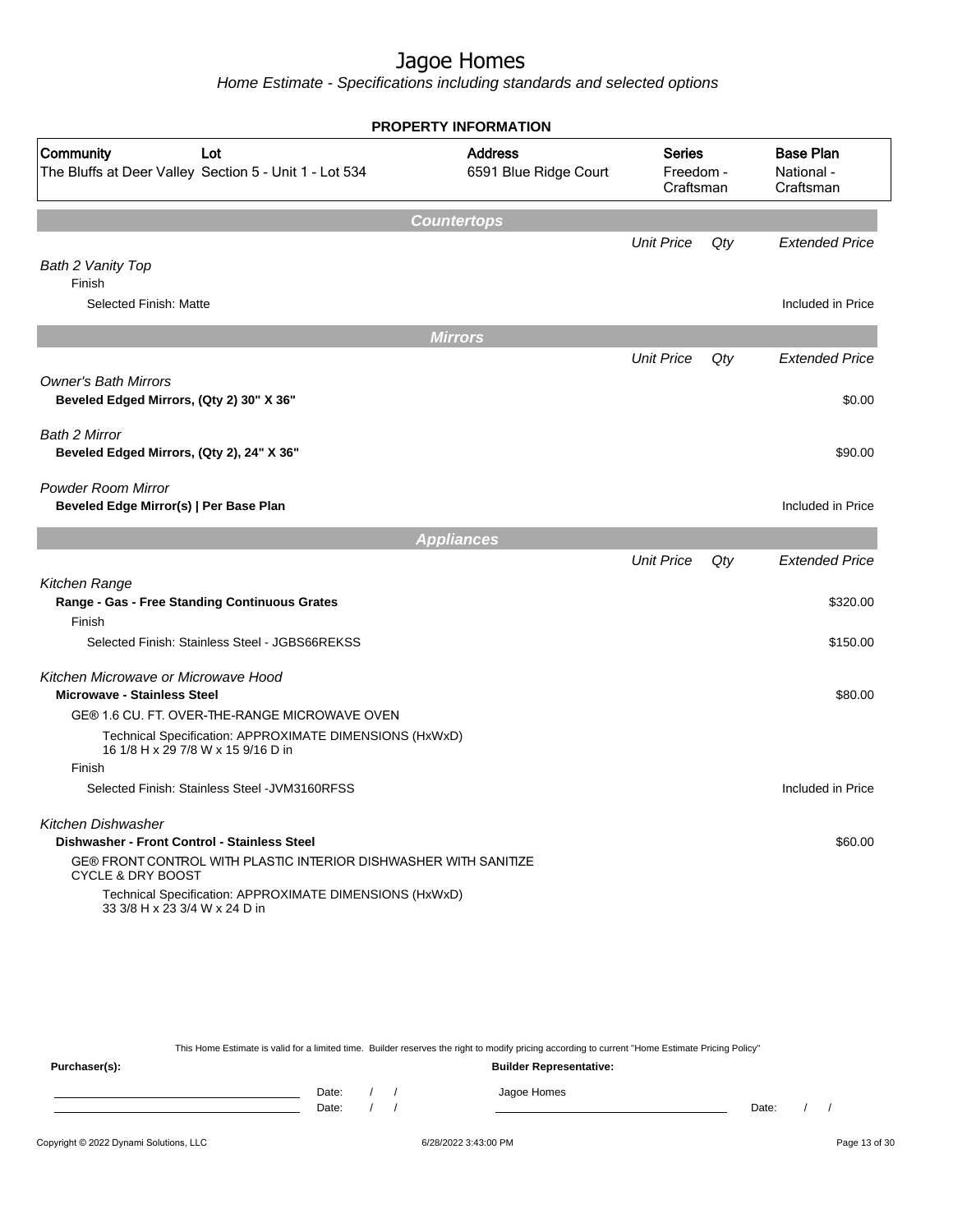# Jagoe Homes

*Home Estimate - Specifications including standards and selected options*

## PROPERTY INFORMATION

| Community | Lot | Address | Series | Base Plan |
|---|---|---|---|---|
| The Bluffs at Deer Valley | Section 5 - Unit 1 - Lot 534 | 6591 Blue Ridge Court | Freedom - Craftsman | National - Craftsman |

## Countertops

| | Unit Price | Qty | Extended Price |
|---|---|---|---|
| *Bath 2 Vanity Top* | | | |
| Finish | | | |
| Selected Finish: Matte | | | Included in Price |

## Mirrors

| | Unit Price | Qty | Extended Price |
|---|---|---|---|
| *Owner's Bath Mirrors* | | | |
| **Beveled Edged Mirrors, (Qty 2) 30" X 36"** | | | $0.00 |
| *Bath 2 Mirror* | | | |
| **Beveled Edged Mirrors, (Qty 2), 24" X 36"** | | | $90.00 |
| *Powder Room Mirror* | | | |
| **Beveled Edge Mirror(s) \| Per Base Plan** | | | Included in Price |

## Appliances

| | Unit Price | Qty | Extended Price |
|---|---|---|---|
| *Kitchen Range* | | | |
| **Range - Gas - Free Standing Continuous Grates** | | | $320.00 |
| Finish | | | |
| Selected Finish: Stainless Steel - JGBS66REKSS | | | $150.00 |
| *Kitchen Microwave or Microwave Hood* | | | |
| **Microwave - Stainless Steel** | | | $80.00 |
| GE® 1.6 CU. FT. OVER-THE-RANGE MICROWAVE OVEN | | | |
| Technical Specification: APPROXIMATE DIMENSIONS (HxWxD) 16 1/8 H x 29 7/8 W x 15 9/16 D in | | | |
| Finish | | | |
| Selected Finish: Stainless Steel -JVM3160RFSS | | | Included in Price |
| *Kitchen Dishwasher* | | | |
| **Dishwasher - Front Control - Stainless Steel** | | | $60.00 |
| GE® FRONT CONTROL WITH PLASTIC INTERIOR DISHWASHER WITH SANITIZE CYCLE & DRY BOOST | | | |
| Technical Specification: APPROXIMATE DIMENSIONS (HxWxD) 33 3/8 H x 23 3/4 W x 24 D in | | | |

This Home Estimate is valid for a limited time. Builder reserves the right to modify pricing according to current "Home Estimate Pricing Policy"

**Purchaser(s):**

Date: / /

Date: / /

**Builder Representative:**

Jagoe Homes

Date: / /

Copyright © 2022 Dynami Solutions, LLC — 6/28/2022 3:43:00 PM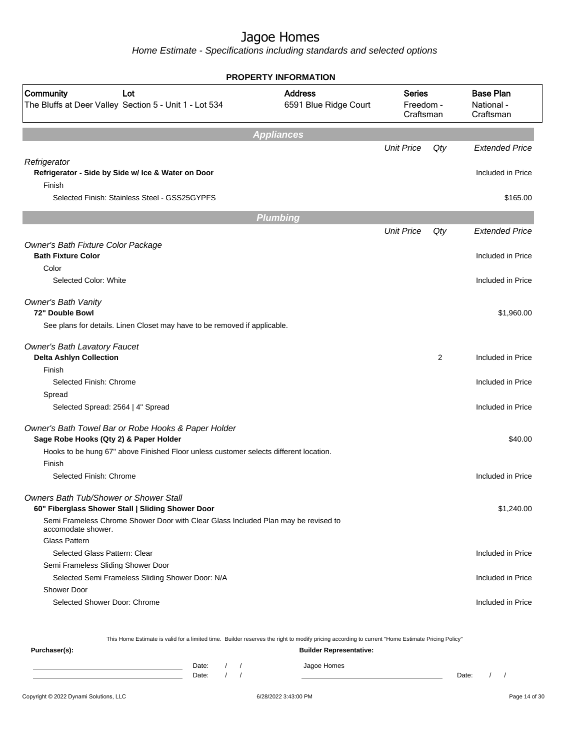# Jagoe Homes

Home Estimate - Specifications including standards and selected options

**PROPERTY INFORMATION**

| Community | Lot | Address | Series | Base Plan |
|---|---|---|---|---|
| The Bluffs at Deer Valley | Section 5 - Unit 1 - Lot 534 | 6591 Blue Ridge Court | Freedom - Craftsman | National - Craftsman |

## Appliances

| | Unit Price | Qty | Extended Price |
|---|---|---|---|
| *Refrigerator* | | | |
| **Refrigerator - Side by Side w/ Ice & Water on Door** | | | Included in Price |
| Finish | | | |
| Selected Finish: Stainless Steel - GSS25GYPFS | | | $165.00 |

## Plumbing

| | Unit Price | Qty | Extended Price |
|---|---|---|---|
| *Owner's Bath Fixture Color Package* | | | |
| **Bath Fixture Color** | | | Included in Price |
| Color | | | |
| Selected Color: White | | | Included in Price |
| *Owner's Bath Vanity* | | | |
| **72" Double Bowl** | | | $1,960.00 |
| See plans for details. Linen Closet may have to be removed if applicable. | | | |
| *Owner's Bath Lavatory Faucet* | | | |
| **Delta Ashlyn Collection** | | 2 | Included in Price |
| Finish | | | |
| Selected Finish: Chrome | | | Included in Price |
| Spread | | | |
| Selected Spread: 2564 \| 4" Spread | | | Included in Price |
| *Owner's Bath Towel Bar or Robe Hooks & Paper Holder* | | | |
| **Sage Robe Hooks (Qty 2) & Paper Holder** | | | $40.00 |
| Hooks to be hung 67" above Finished Floor unless customer selects different location. | | | |
| Finish | | | |
| Selected Finish: Chrome | | | Included in Price |
| *Owners Bath Tub/Shower or Shower Stall* | | | |
| **60" Fiberglass Shower Stall \| Sliding Shower Door** | | | $1,240.00 |
| Semi Frameless Chrome Shower Door with Clear Glass Included Plan may be revised to accomodate shower. | | | |
| Glass Pattern | | | |
| Selected Glass Pattern: Clear | | | Included in Price |
| Semi Frameless Sliding Shower Door | | | |
| Selected Semi Frameless Sliding Shower Door: N/A | | | Included in Price |
| Shower Door | | | |
| Selected Shower Door: Chrome | | | Included in Price |

This Home Estimate is valid for a limited time. Builder reserves the right to modify pricing according to current "Home Estimate Pricing Policy"

**Purchaser(s):**

Date: / /

Date: / /

**Builder Representative:**

Jagoe Homes

Date: / /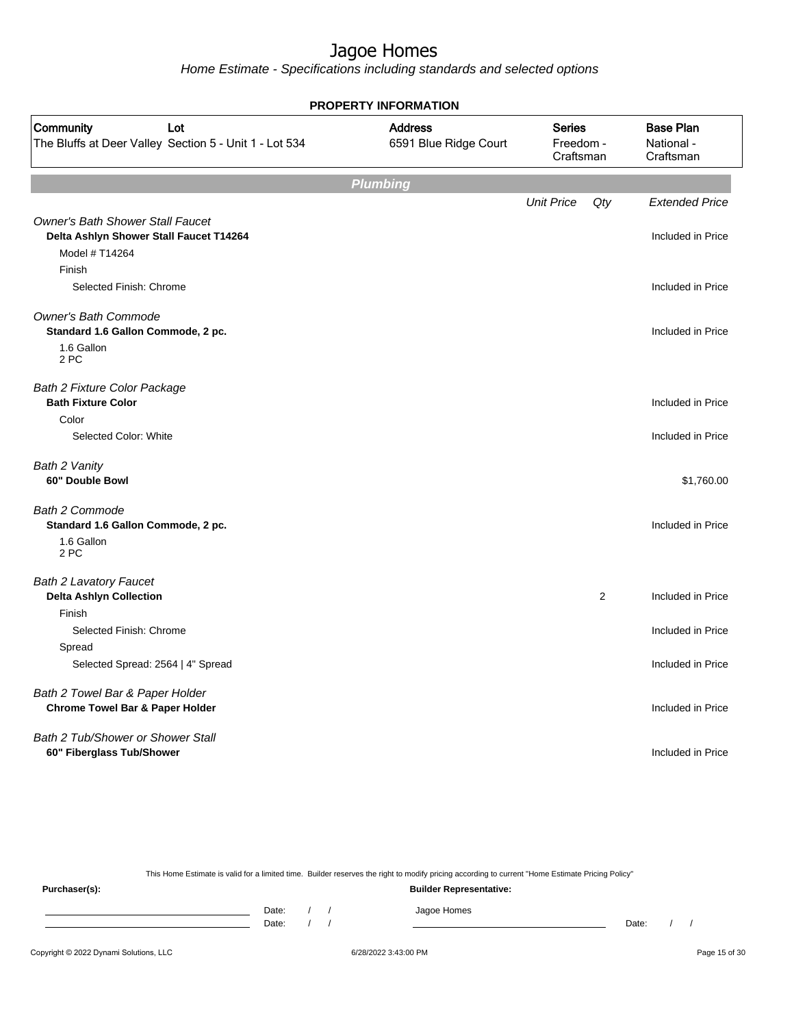# Jagoe Homes

*Home Estimate - Specifications including standards and selected options*

**PROPERTY INFORMATION**

| Community | Lot | Address | Series | Base Plan |
|---|---|---|---|---|
| The Bluffs at Deer Valley | Section 5 - Unit 1 - Lot 534 | 6591 Blue Ridge Court | Freedom - Craftsman | National - Craftsman |

## Plumbing

| | Unit Price | Qty | Extended Price |
|---|---|---|---|
| *Owner's Bath Shower Stall Faucet* | | | |
| **Delta Ashlyn Shower Stall Faucet T14264** | | | Included in Price |
| Model # T14264 | | | |
| Finish | | | |
| Selected Finish: Chrome | | | Included in Price |
| *Owner's Bath Commode* | | | |
| **Standard 1.6 Gallon Commode, 2 pc.** | | | Included in Price |
| 1.6 Gallon 2 PC | | | |
| *Bath 2 Fixture Color Package* | | | |
| **Bath Fixture Color** | | | Included in Price |
| Color | | | |
| Selected Color: White | | | Included in Price |
| *Bath 2 Vanity* | | | |
| **60" Double Bowl** | | | $1,760.00 |
| *Bath 2 Commode* | | | |
| **Standard 1.6 Gallon Commode, 2 pc.** | | | Included in Price |
| 1.6 Gallon 2 PC | | | |
| *Bath 2 Lavatory Faucet* | | | |
| **Delta Ashlyn Collection** | | 2 | Included in Price |
| Finish | | | |
| Selected Finish: Chrome | | | Included in Price |
| Spread | | | |
| Selected Spread: 2564 \| 4" Spread | | | Included in Price |
| *Bath 2 Towel Bar & Paper Holder* | | | |
| **Chrome Towel Bar & Paper Holder** | | | Included in Price |
| *Bath 2 Tub/Shower or Shower Stall* | | | |
| **60" Fiberglass Tub/Shower** | | | Included in Price |

This Home Estimate is valid for a limited time. Builder reserves the right to modify pricing according to current "Home Estimate Pricing Policy"

**Purchaser(s):**

Date: / /

Date: / /

**Builder Representative:**

Jagoe Homes

Date: / /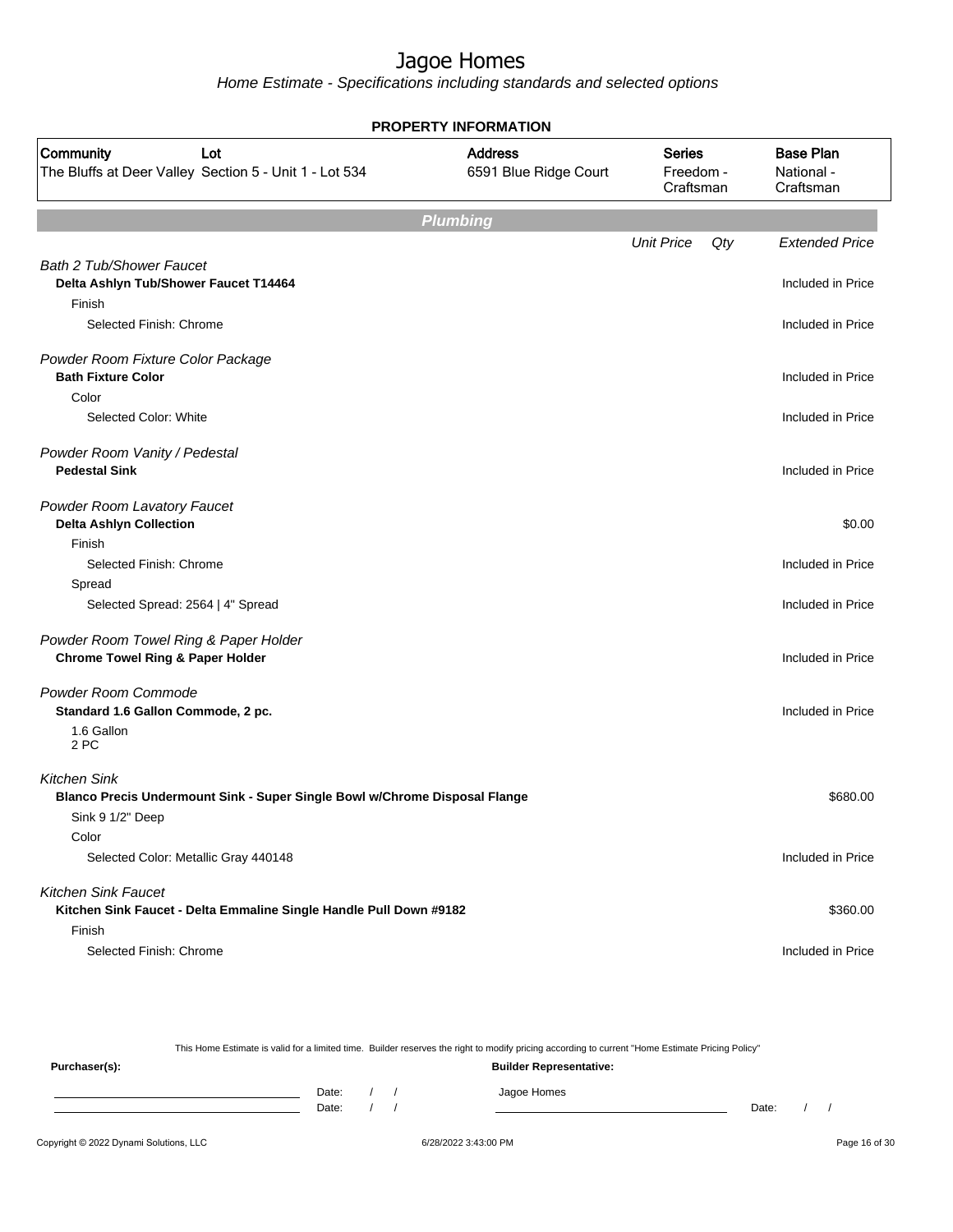# Jagoe Homes

Home Estimate - Specifications including standards and selected options

**PROPERTY INFORMATION**

| Community | Lot | Address | Series | Base Plan |
|---|---|---|---|---|
| The Bluffs at Deer Valley | Section 5 - Unit 1 - Lot 534 | 6591 Blue Ridge Court | Freedom - Craftsman | National - Craftsman |

## Plumbing

| | Unit Price | Qty | Extended Price |
|---|---|---|---|
| *Bath 2 Tub/Shower Faucet* | | | |
| **Delta Ashlyn Tub/Shower Faucet T14464** | | | Included in Price |
| Finish | | | |
| Selected Finish: Chrome | | | Included in Price |
| *Powder Room Fixture Color Package* | | | |
| **Bath Fixture Color** | | | Included in Price |
| Color | | | |
| Selected Color: White | | | Included in Price |
| *Powder Room Vanity / Pedestal* | | | |
| **Pedestal Sink** | | | Included in Price |
| *Powder Room Lavatory Faucet* | | | |
| **Delta Ashlyn Collection** | | | $0.00 |
| Finish | | | |
| Selected Finish: Chrome | | | Included in Price |
| Spread | | | |
| Selected Spread: 2564 \| 4" Spread | | | Included in Price |
| *Powder Room Towel Ring & Paper Holder* | | | |
| **Chrome Towel Ring & Paper Holder** | | | Included in Price |
| *Powder Room Commode* | | | |
| **Standard 1.6 Gallon Commode, 2 pc.** | | | Included in Price |
| 1.6 Gallon 2 PC | | | |
| *Kitchen Sink* | | | |
| **Blanco Precis Undermount Sink - Super Single Bowl w/Chrome Disposal Flange** | | | $680.00 |
| Sink 9 1/2" Deep | | | |
| Color | | | |
| Selected Color: Metallic Gray 440148 | | | Included in Price |
| *Kitchen Sink Faucet* | | | |
| **Kitchen Sink Faucet - Delta Emmaline Single Handle Pull Down #9182** | | | $360.00 |
| Finish | | | |
| Selected Finish: Chrome | | | Included in Price |

This Home Estimate is valid for a limited time. Builder reserves the right to modify pricing according to current "Home Estimate Pricing Policy"

**Purchaser(s):**

Date: / /

Date: / /

**Builder Representative:**

Jagoe Homes

Date: / /

Copyright © 2022 Dynami Solutions, LLC — 6/28/2022 3:43:00 PM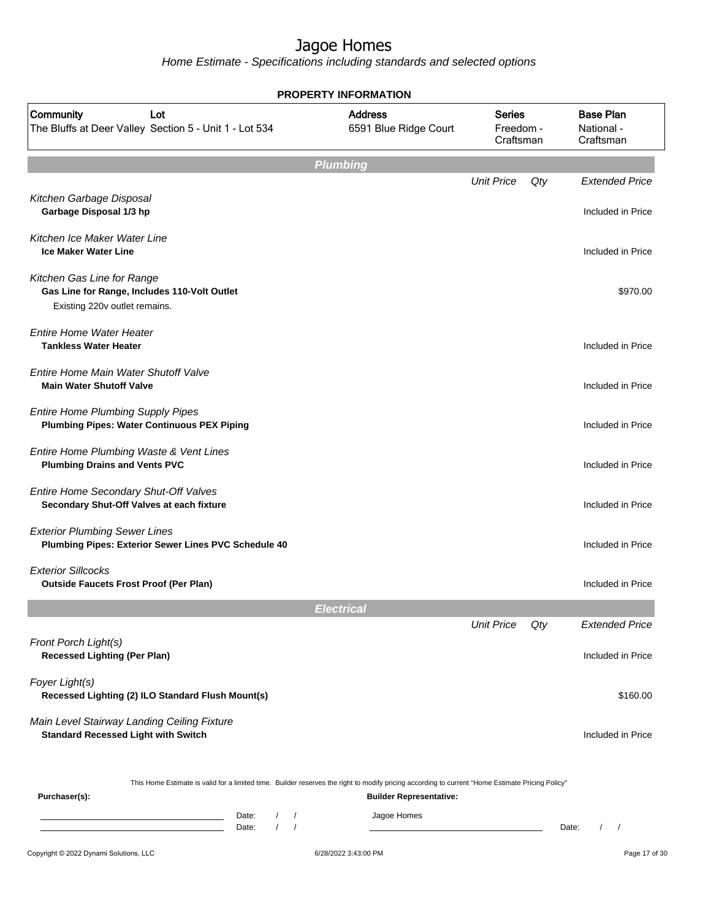# Jagoe Homes

*Home Estimate - Specifications including standards and selected options*

**PROPERTY INFORMATION**

| Community | Lot | Address | Series | Base Plan |
|---|---|---|---|---|
| The Bluffs at Deer Valley | Section 5 - Unit 1 - Lot 534 | 6591 Blue Ridge Court | Freedom - Craftsman | National - Craftsman |

## Plumbing

| | Unit Price | Qty | Extended Price |
|---|---|---|---|
| *Kitchen Garbage Disposal*<br>**Garbage Disposal 1/3 hp** | | | Included in Price |
| *Kitchen Ice Maker Water Line*<br>**Ice Maker Water Line** | | | Included in Price |
| *Kitchen Gas Line for Range*<br>**Gas Line for Range, Includes 110-Volt Outlet**<br>Existing 220v outlet remains. | | | $970.00 |
| *Entire Home Water Heater*<br>**Tankless Water Heater** | | | Included in Price |
| *Entire Home Main Water Shutoff Valve*<br>**Main Water Shutoff Valve** | | | Included in Price |
| *Entire Home Plumbing Supply Pipes*<br>**Plumbing Pipes: Water Continuous PEX Piping** | | | Included in Price |
| *Entire Home Plumbing Waste & Vent Lines*<br>**Plumbing Drains and Vents PVC** | | | Included in Price |
| *Entire Home Secondary Shut-Off Valves*<br>**Secondary Shut-Off Valves at each fixture** | | | Included in Price |
| *Exterior Plumbing Sewer Lines*<br>**Plumbing Pipes: Exterior Sewer Lines PVC Schedule 40** | | | Included in Price |
| *Exterior Sillcocks*<br>**Outside Faucets Frost Proof (Per Plan)** | | | Included in Price |

## Electrical

| | Unit Price | Qty | Extended Price |
|---|---|---|---|
| *Front Porch Light(s)*<br>**Recessed Lighting (Per Plan)** | | | Included in Price |
| *Foyer Light(s)*<br>**Recessed Lighting (2) ILO Standard Flush Mount(s)** | | | $160.00 |
| *Main Level Stairway Landing Ceiling Fixture*<br>**Standard Recessed Light with Switch** | | | Included in Price |

This Home Estimate is valid for a limited time. Builder reserves the right to modify pricing according to current "Home Estimate Pricing Policy"

**Purchaser(s):**

Date: / /
Date: / /

**Builder Representative:**

Jagoe Homes

Date: / /

Copyright © 2022 Dynami Solutions, LLC — 6/28/2022 3:43:00 PM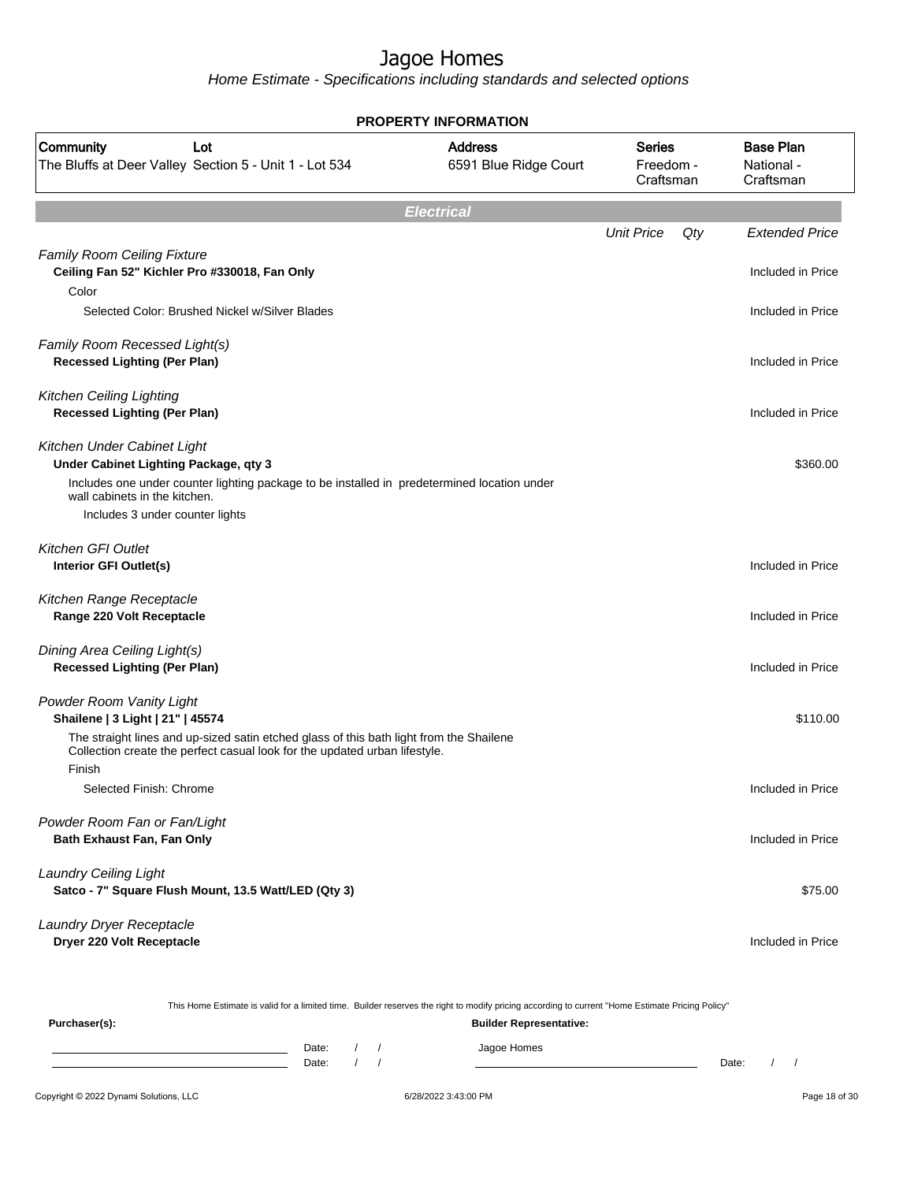# Jagoe Homes

*Home Estimate - Specifications including standards and selected options*

## PROPERTY INFORMATION

| Community | Lot | Address | Series | Base Plan |
|---|---|---|---|---|
| The Bluffs at Deer Valley | Section 5 - Unit 1 - Lot 534 | 6591 Blue Ridge Court | Freedom - Craftsman | National - Craftsman |

## Electrical

| | Unit Price | Qty | Extended Price |
|---|---|---|---|
| *Family Room Ceiling Fixture* | | | |
| **Ceiling Fan 52" Kichler Pro #330018, Fan Only** | | | Included in Price |
| Color | | | |
| Selected Color: Brushed Nickel w/Silver Blades | | | Included in Price |
| *Family Room Recessed Light(s)* | | | |
| **Recessed Lighting (Per Plan)** | | | Included in Price |
| *Kitchen Ceiling Lighting* | | | |
| **Recessed Lighting (Per Plan)** | | | Included in Price |
| *Kitchen Under Cabinet Light* | | | |
| **Under Cabinet Lighting Package, qty 3** | | | $360.00 |
| Includes one under counter lighting package to be installed in predetermined location under wall cabinets in the kitchen. | | | |
| Includes 3 under counter lights | | | |
| *Kitchen GFI Outlet* | | | |
| **Interior GFI Outlet(s)** | | | Included in Price |
| *Kitchen Range Receptacle* | | | |
| **Range 220 Volt Receptacle** | | | Included in Price |
| *Dining Area Ceiling Light(s)* | | | |
| **Recessed Lighting (Per Plan)** | | | Included in Price |
| *Powder Room Vanity Light* | | | |
| **Shailene \| 3 Light \| 21" \| 45574** | | | $110.00 |
| The straight lines and up-sized satin etched glass of this bath light from the Shailene Collection create the perfect casual look for the updated urban lifestyle. | | | |
| Finish | | | |
| Selected Finish: Chrome | | | Included in Price |
| *Powder Room Fan or Fan/Light* | | | |
| **Bath Exhaust Fan, Fan Only** | | | Included in Price |
| *Laundry Ceiling Light* | | | |
| **Satco - 7" Square Flush Mount, 13.5 Watt/LED (Qty 3)** | | | $75.00 |
| *Laundry Dryer Receptacle* | | | |
| **Dryer 220 Volt Receptacle** | | | Included in Price |

This Home Estimate is valid for a limited time. Builder reserves the right to modify pricing according to current "Home Estimate Pricing Policy"

**Purchaser(s):** Date: / / Date: / /

**Builder Representative:** Jagoe Homes Date: / /

Copyright © 2022 Dynami Solutions, LLC 6/28/2022 3:43:00 PM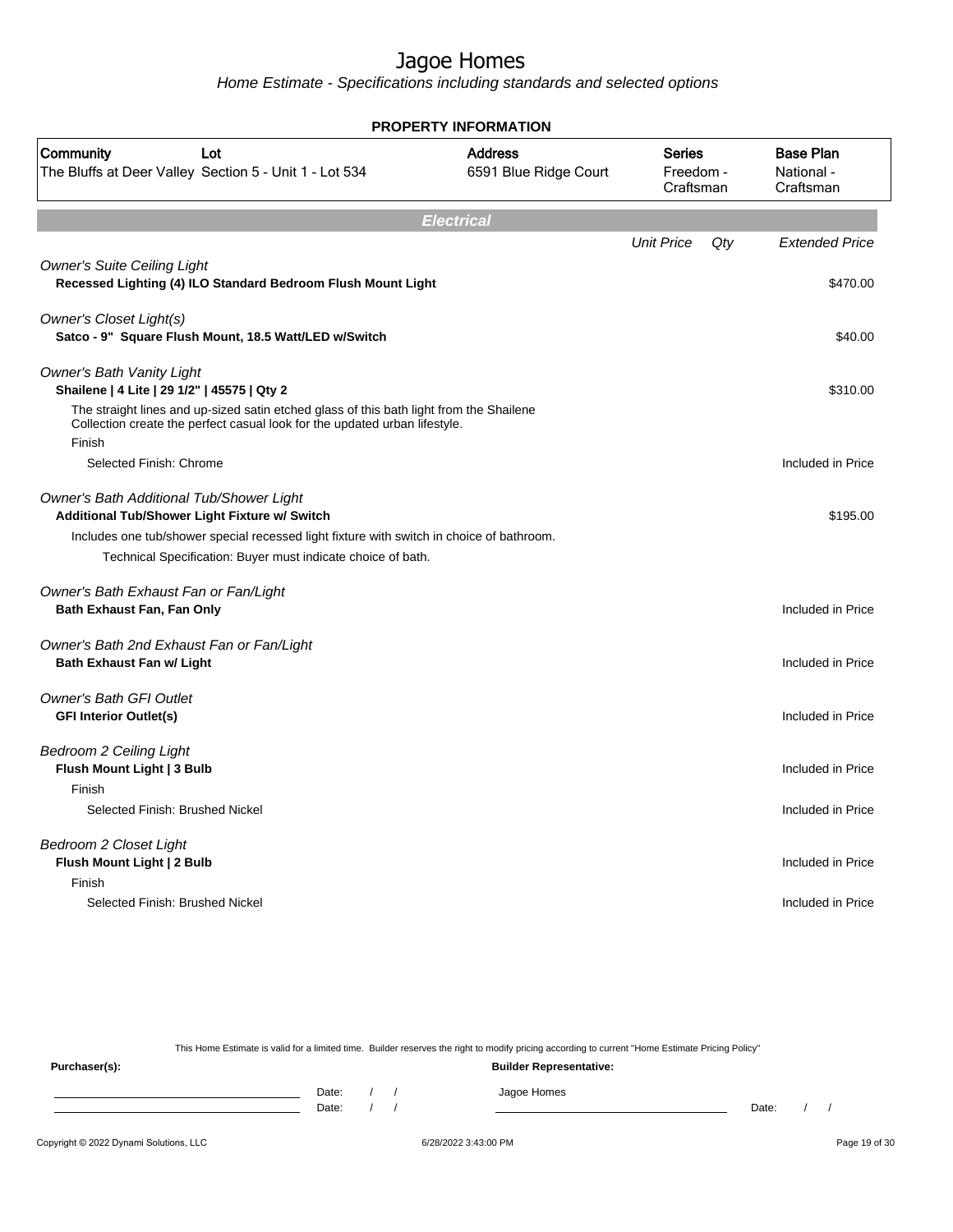# Jagoe Homes

*Home Estimate - Specifications including standards and selected options*

**PROPERTY INFORMATION**

| Community | Lot | Address | Series | Base Plan |
|---|---|---|---|---|
| The Bluffs at Deer Valley | Section 5 - Unit 1 - Lot 534 | 6591 Blue Ridge Court | Freedom - Craftsman | National - Craftsman |

## Electrical

| | Unit Price | Qty | Extended Price |
|---|---|---|---|
| *Owner's Suite Ceiling Light* | | | |
| **Recessed Lighting (4) ILO Standard Bedroom Flush Mount Light** | | | $470.00 |
| *Owner's Closet Light(s)* | | | |
| **Satco - 9" Square Flush Mount, 18.5 Watt/LED w/Switch** | | | $40.00 |
| *Owner's Bath Vanity Light* | | | |
| **Shailene \| 4 Lite \| 29 1/2" \| 45575 \| Qty 2** | | | $310.00 |
| The straight lines and up-sized satin etched glass of this bath light from the Shailene Collection create the perfect casual look for the updated urban lifestyle. | | | |
| Finish | | | |
| Selected Finish: Chrome | | | Included in Price |
| *Owner's Bath Additional Tub/Shower Light* | | | |
| **Additional Tub/Shower Light Fixture w/ Switch** | | | $195.00 |
| Includes one tub/shower special recessed light fixture with switch in choice of bathroom. | | | |
| Technical Specification: Buyer must indicate choice of bath. | | | |
| *Owner's Bath Exhaust Fan or Fan/Light* | | | |
| **Bath Exhaust Fan, Fan Only** | | | Included in Price |
| *Owner's Bath 2nd Exhaust Fan or Fan/Light* | | | |
| **Bath Exhaust Fan w/ Light** | | | Included in Price |
| *Owner's Bath GFI Outlet* | | | |
| **GFI Interior Outlet(s)** | | | Included in Price |
| *Bedroom 2 Ceiling Light* | | | |
| **Flush Mount Light \| 3 Bulb** | | | Included in Price |
| Finish | | | |
| Selected Finish: Brushed Nickel | | | Included in Price |
| *Bedroom 2 Closet Light* | | | |
| **Flush Mount Light \| 2 Bulb** | | | Included in Price |
| Finish | | | |
| Selected Finish: Brushed Nickel | | | Included in Price |

This Home Estimate is valid for a limited time. Builder reserves the right to modify pricing according to current "Home Estimate Pricing Policy"

**Purchaser(s):**

Date: / /

Date: / /

**Builder Representative:**

Jagoe Homes

Date: / /

Copyright © 2022 Dynami Solutions, LLC 6/28/2022 3:43:00 PM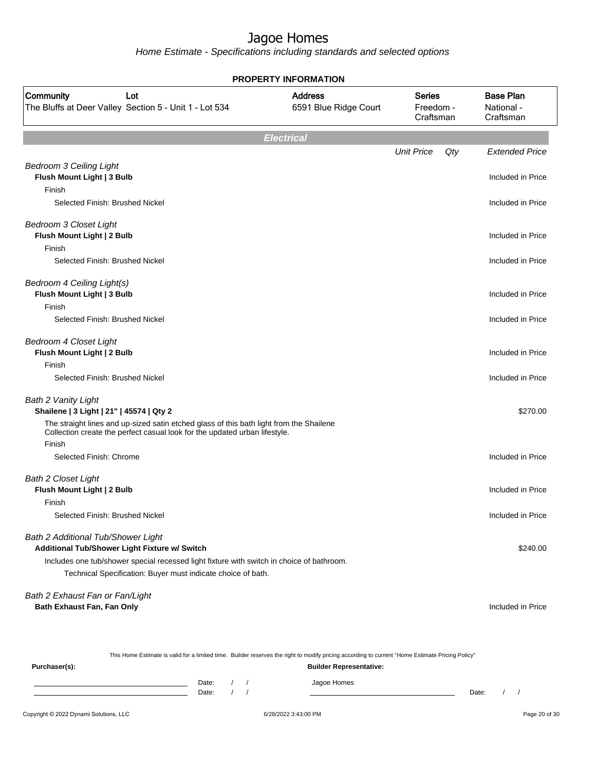# Jagoe Homes

Home Estimate - Specifications including standards and selected options

**PROPERTY INFORMATION**

| Community | Lot | Address | Series | Base Plan |
|---|---|---|---|---|
| The Bluffs at Deer Valley | Section 5 - Unit 1 - Lot 534 | 6591 Blue Ridge Court | Freedom - Craftsman | National - Craftsman |

## Electrical

| | Unit Price | Qty | Extended Price |
|---|---|---|---|
| *Bedroom 3 Ceiling Light* | | | |
| **Flush Mount Light \| 3 Bulb** | | | Included in Price |
| Finish | | | |
| Selected Finish: Brushed Nickel | | | Included in Price |
| *Bedroom 3 Closet Light* | | | |
| **Flush Mount Light \| 2 Bulb** | | | Included in Price |
| Finish | | | |
| Selected Finish: Brushed Nickel | | | Included in Price |
| *Bedroom 4 Ceiling Light(s)* | | | |
| **Flush Mount Light \| 3 Bulb** | | | Included in Price |
| Finish | | | |
| Selected Finish: Brushed Nickel | | | Included in Price |
| *Bedroom 4 Closet Light* | | | |
| **Flush Mount Light \| 2 Bulb** | | | Included in Price |
| Finish | | | |
| Selected Finish: Brushed Nickel | | | Included in Price |
| *Bath 2 Vanity Light* | | | |
| **Shailene \| 3 Light \| 21" \| 45574 \| Qty 2** | | | $270.00 |
| The straight lines and up-sized satin etched glass of this bath light from the Shailene Collection create the perfect casual look for the updated urban lifestyle. | | | |
| Finish | | | |
| Selected Finish: Chrome | | | Included in Price |
| *Bath 2 Closet Light* | | | |
| **Flush Mount Light \| 2 Bulb** | | | Included in Price |
| Finish | | | |
| Selected Finish: Brushed Nickel | | | Included in Price |
| *Bath 2 Additional Tub/Shower Light* | | | |
| **Additional Tub/Shower Light Fixture w/ Switch** | | | $240.00 |
| Includes one tub/shower special recessed light fixture with switch in choice of bathroom. | | | |
| Technical Specification: Buyer must indicate choice of bath. | | | |
| *Bath 2 Exhaust Fan or Fan/Light* | | | |
| **Bath Exhaust Fan, Fan Only** | | | Included in Price |

This Home Estimate is valid for a limited time. Builder reserves the right to modify pricing according to current "Home Estimate Pricing Policy"

**Purchaser(s):**

Date: / /

Date: / /

**Builder Representative:**

Jagoe Homes

Date: / /

Copyright © 2022 Dynami Solutions, LLC — 6/28/2022 3:43:00 PM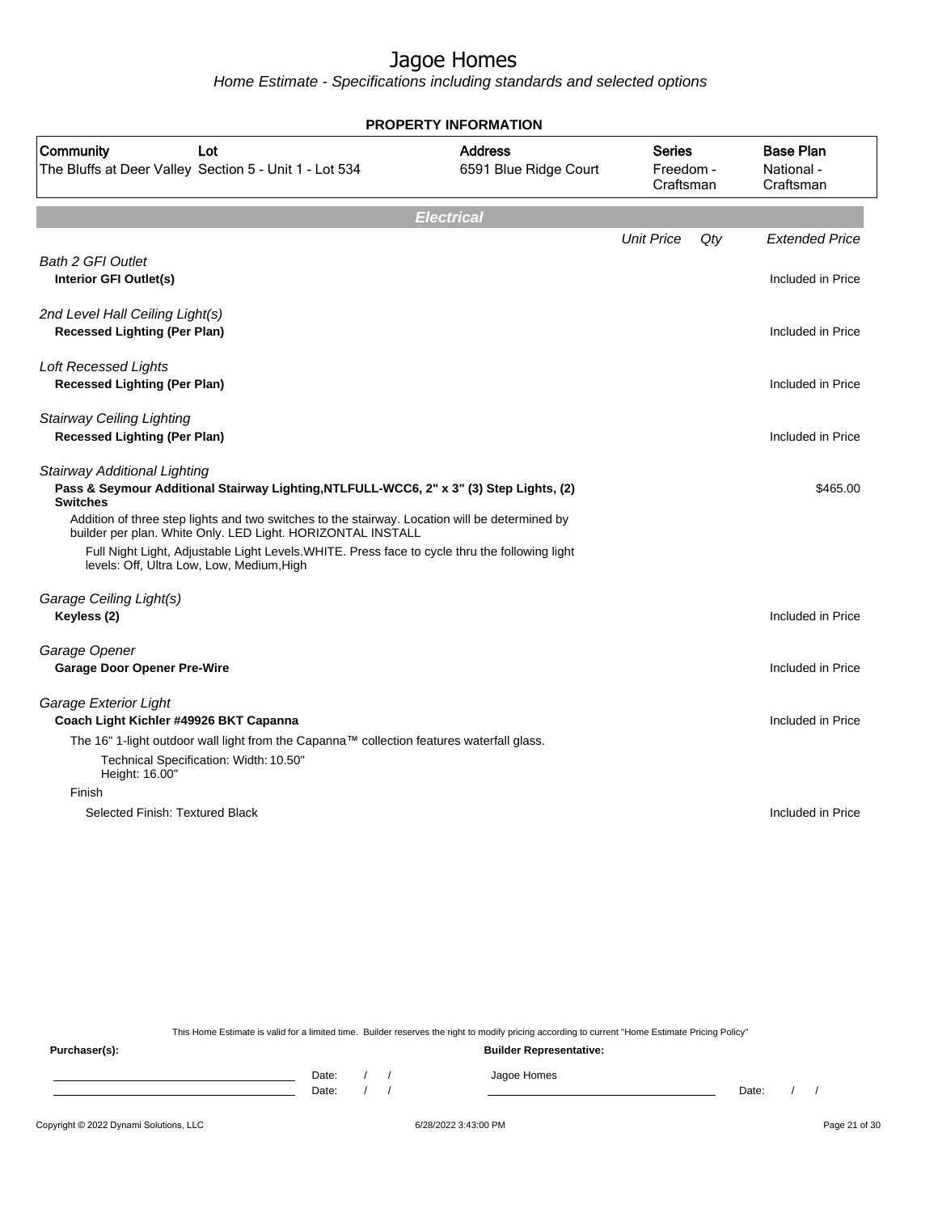# Jagoe Homes

*Home Estimate - Specifications including standards and selected options*

## PROPERTY INFORMATION

| Community | Lot | Address | Series | Base Plan |
|---|---|---|---|---|
| The Bluffs at Deer Valley | Section 5 - Unit 1 - Lot 534 | 6591 Blue Ridge Court | Freedom - Craftsman | National - Craftsman |

## Electrical

| | Unit Price | Qty | Extended Price |
|---|---|---|---|
| *Bath 2 GFI Outlet* | | | |
| **Interior GFI Outlet(s)** | | | Included in Price |
| *2nd Level Hall Ceiling Light(s)* | | | |
| **Recessed Lighting (Per Plan)** | | | Included in Price |
| *Loft Recessed Lights* | | | |
| **Recessed Lighting (Per Plan)** | | | Included in Price |
| *Stairway Ceiling Lighting* | | | |
| **Recessed Lighting (Per Plan)** | | | Included in Price |
| *Stairway Additional Lighting* | | | |
| **Pass & Seymour Additional Stairway Lighting,NTLFULL-WCC6, 2" x 3" (3) Step Lights, (2) Switches** | | | $465.00 |
| Addition of three step lights and two switches to the stairway. Location will be determined by builder per plan. White Only. LED Light. HORIZONTAL INSTALL | | | |
| Full Night Light, Adjustable Light Levels.WHITE. Press face to cycle thru the following light levels: Off, Ultra Low, Low, Medium,High | | | |
| *Garage Ceiling Light(s)* | | | |
| **Keyless (2)** | | | Included in Price |
| *Garage Opener* | | | |
| **Garage Door Opener Pre-Wire** | | | Included in Price |
| *Garage Exterior Light* | | | |
| **Coach Light Kichler #49926 BKT Capanna** | | | Included in Price |
| The 16" 1-light outdoor wall light from the Capanna™ collection features waterfall glass. | | | |
| Technical Specification: Width: 10.50" Height: 16.00" | | | |
| Finish | | | |
| Selected Finish: Textured Black | | | Included in Price |

This Home Estimate is valid for a limited time. Builder reserves the right to modify pricing according to current "Home Estimate Pricing Policy"

**Purchaser(s):**

Date: / /

Date: / /

**Builder Representative:**

Jagoe Homes

Date: / /

Copyright © 2022 Dynami Solutions, LLC    6/28/2022 3:43:00 PM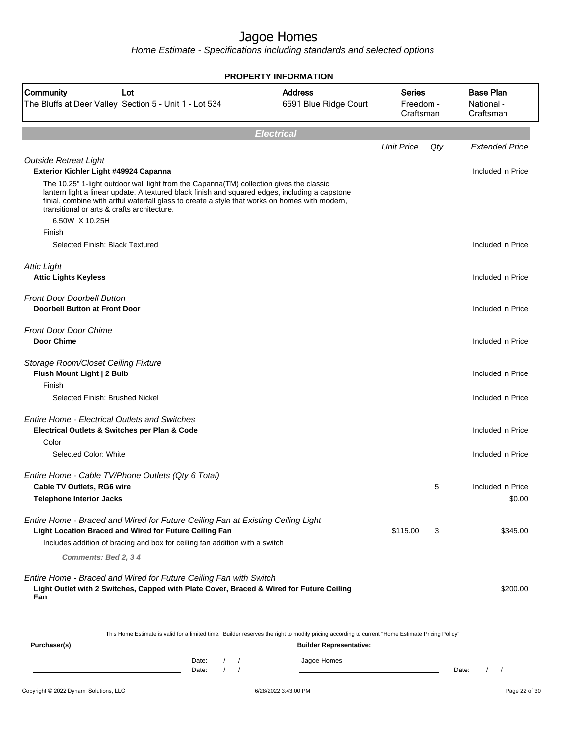# Jagoe Homes

*Home Estimate - Specifications including standards and selected options*

**PROPERTY INFORMATION**

| Community | Lot | Address | Series | Base Plan |
|---|---|---|---|---|
| The Bluffs at Deer Valley | Section 5 - Unit 1 - Lot 534 | 6591 Blue Ridge Court | Freedom - Craftsman | National - Craftsman |

## Electrical

| | Unit Price | Qty | Extended Price |
|---|---|---|---|
| *Outside Retreat Light* | | | |
| **Exterior Kichler Light #49924 Capanna** | | | Included in Price |
| The 10.25" 1-light outdoor wall light from the Capanna(TM) collection gives the classic lantern light a linear update. A textured black finish and squared edges, including a capstone finial, combine with artful waterfall glass to create a style that works on homes with modern, transitional or arts & crafts architecture. | | | |
| 6.50W X 10.25H | | | |
| Finish | | | |
| Selected Finish: Black Textured | | | Included in Price |
| *Attic Light* | | | |
| **Attic Lights Keyless** | | | Included in Price |
| *Front Door Doorbell Button* | | | |
| **Doorbell Button at Front Door** | | | Included in Price |
| *Front Door Door Chime* | | | |
| **Door Chime** | | | Included in Price |
| *Storage Room/Closet Ceiling Fixture* | | | |
| **Flush Mount Light \| 2 Bulb** | | | Included in Price |
| Finish | | | |
| Selected Finish: Brushed Nickel | | | Included in Price |
| *Entire Home - Electrical Outlets and Switches* | | | |
| **Electrical Outlets & Switches per Plan & Code** | | | Included in Price |
| Color | | | |
| Selected Color: White | | | Included in Price |
| *Entire Home - Cable TV/Phone Outlets (Qty 6 Total)* | | | |
| **Cable TV Outlets, RG6 wire** | | 5 | Included in Price |
| **Telephone Interior Jacks** | | | $0.00 |
| *Entire Home - Braced and Wired for Future Ceiling Fan at Existing Ceiling Light* | | | |
| **Light Location Braced and Wired for Future Ceiling Fan** | $115.00 | 3 | $345.00 |
| Includes addition of bracing and box for ceiling fan addition with a switch | | | |
| ***Comments: Bed 2, 3 4*** | | | |
| *Entire Home - Braced and Wired for Future Ceiling Fan with Switch* | | | |
| **Light Outlet with 2 Switches, Capped with Plate Cover, Braced & Wired for Future Ceiling Fan** | | | $200.00 |

This Home Estimate is valid for a limited time. Builder reserves the right to modify pricing according to current "Home Estimate Pricing Policy"

**Purchaser(s):** Date: / / Date: / /

**Builder Representative:** Jagoe Homes Date: / /

Copyright © 2022 Dynami Solutions, LLC 6/28/2022 3:43:00 PM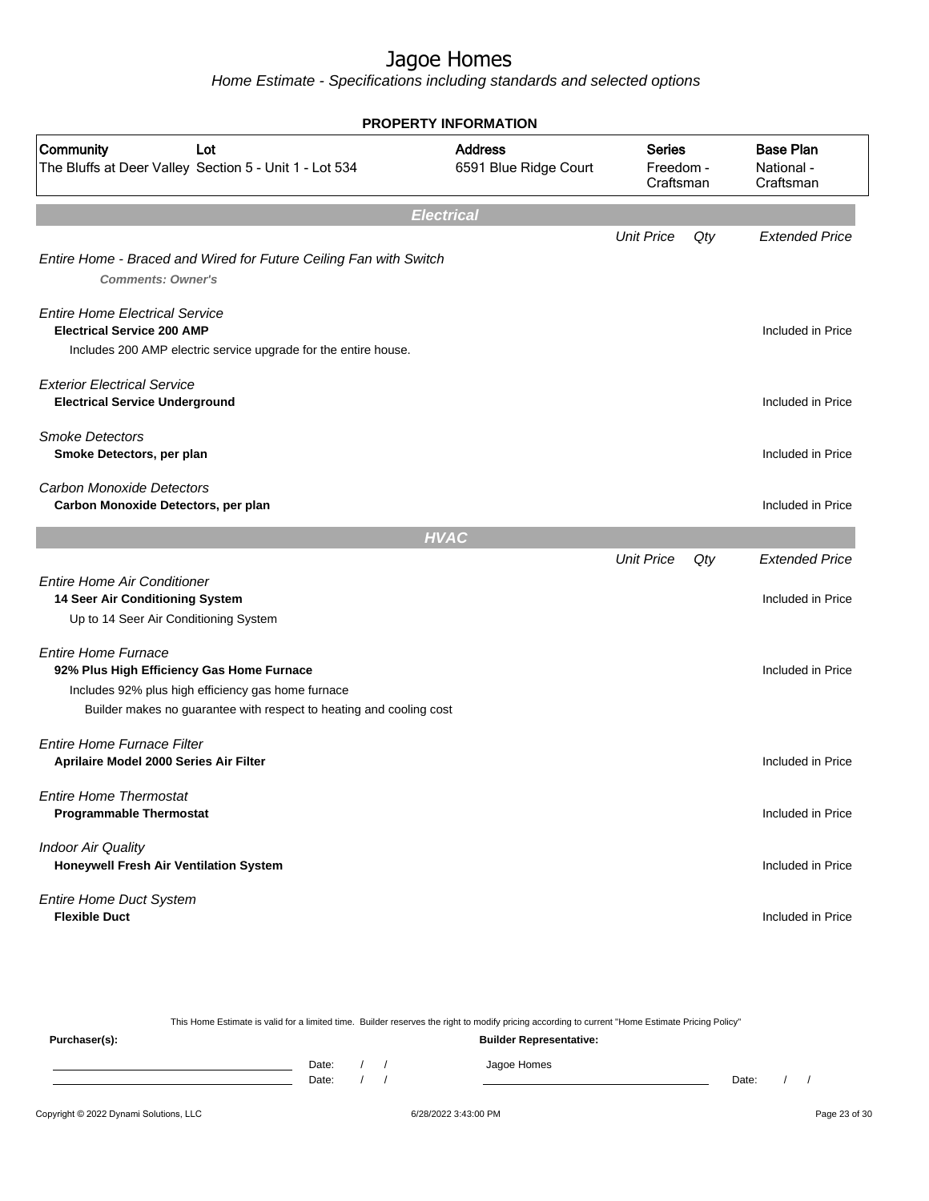# Jagoe Homes

Home Estimate - Specifications including standards and selected options

## PROPERTY INFORMATION

| Community | Lot | Address | Series | Base Plan |
|---|---|---|---|---|
| The Bluffs at Deer Valley | Section 5 - Unit 1 - Lot 534 | 6591 Blue Ridge Court | Freedom - Craftsman | National - Craftsman |

## Electrical

| | Unit Price | Qty | Extended Price |
|---|---|---|---|
| *Entire Home - Braced and Wired for Future Ceiling Fan with Switch* | | | |
| ***Comments: Owner's*** | | | |
| *Entire Home Electrical Service* | | | |
| **Electrical Service 200 AMP** | | | Included in Price |
| Includes 200 AMP electric service upgrade for the entire house. | | | |
| *Exterior Electrical Service* | | | |
| **Electrical Service Underground** | | | Included in Price |
| *Smoke Detectors* | | | |
| **Smoke Detectors, per plan** | | | Included in Price |
| *Carbon Monoxide Detectors* | | | |
| **Carbon Monoxide Detectors, per plan** | | | Included in Price |

## HVAC

| | Unit Price | Qty | Extended Price |
|---|---|---|---|
| *Entire Home Air Conditioner* | | | |
| **14 Seer Air Conditioning System** | | | Included in Price |
| Up to 14 Seer Air Conditioning System | | | |
| *Entire Home Furnace* | | | |
| **92% Plus High Efficiency Gas Home Furnace** | | | Included in Price |
| Includes 92% plus high efficiency gas home furnace | | | |
| Builder makes no guarantee with respect to heating and cooling cost | | | |
| *Entire Home Furnace Filter* | | | |
| **Aprilaire Model 2000 Series Air Filter** | | | Included in Price |
| *Entire Home Thermostat* | | | |
| **Programmable Thermostat** | | | Included in Price |
| *Indoor Air Quality* | | | |
| **Honeywell Fresh Air Ventilation System** | | | Included in Price |
| *Entire Home Duct System* | | | |
| **Flexible Duct** | | | Included in Price |

This Home Estimate is valid for a limited time. Builder reserves the right to modify pricing according to current "Home Estimate Pricing Policy"

**Purchaser(s):** Date: / / Date: / /

**Builder Representative:** Jagoe Homes Date: / /

Copyright © 2022 Dynami Solutions, LLC — 6/28/2022 3:43:00 PM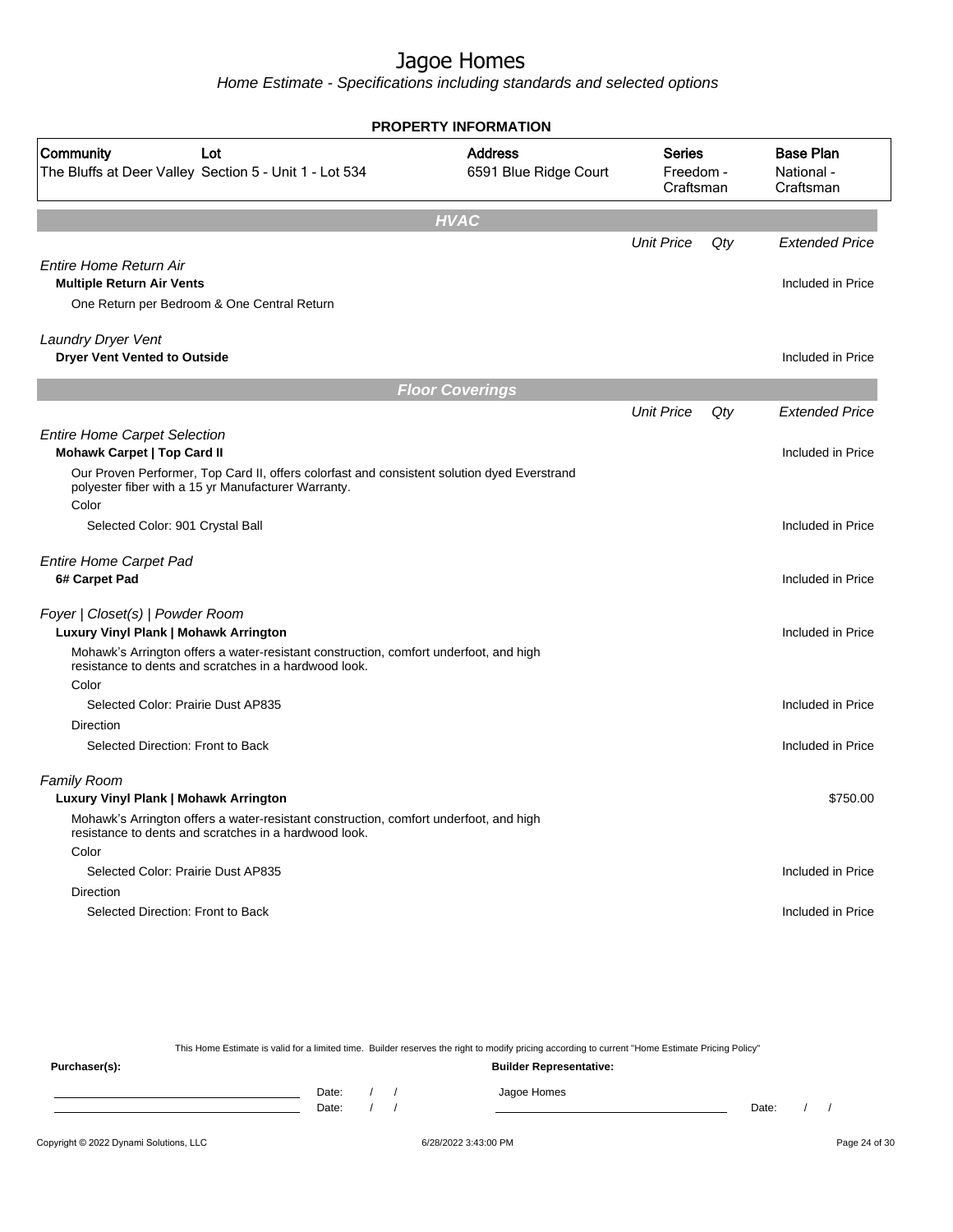# Jagoe Homes

*Home Estimate - Specifications including standards and selected options*

## PROPERTY INFORMATION

| Community | Lot | Address | Series | Base Plan |
|---|---|---|---|---|
| The Bluffs at Deer Valley | Section 5 - Unit 1 - Lot 534 | 6591 Blue Ridge Court | Freedom - Craftsman | National - Craftsman |

## HVAC

| | Unit Price | Qty | Extended Price |
|---|---|---|---|
| *Entire Home Return Air* | | | |
| **Multiple Return Air Vents** | | | Included in Price |
| One Return per Bedroom & One Central Return | | | |
| *Laundry Dryer Vent* | | | |
| **Dryer Vent Vented to Outside** | | | Included in Price |

## Floor Coverings

| | Unit Price | Qty | Extended Price |
|---|---|---|---|
| *Entire Home Carpet Selection* | | | |
| **Mohawk Carpet \| Top Card II** | | | Included in Price |
| Our Proven Performer, Top Card II, offers colorfast and consistent solution dyed Everstrand polyester fiber with a 15 yr Manufacturer Warranty. | | | |
| Color | | | |
| Selected Color: 901 Crystal Ball | | | Included in Price |
| *Entire Home Carpet Pad* | | | |
| **6# Carpet Pad** | | | Included in Price |
| *Foyer \| Closet(s) \| Powder Room* | | | |
| **Luxury Vinyl Plank \| Mohawk Arrington** | | | Included in Price |
| Mohawk's Arrington offers a water-resistant construction, comfort underfoot, and high resistance to dents and scratches in a hardwood look. | | | |
| Color | | | |
| Selected Color: Prairie Dust AP835 | | | Included in Price |
| Direction | | | |
| Selected Direction: Front to Back | | | Included in Price |
| *Family Room* | | | |
| **Luxury Vinyl Plank \| Mohawk Arrington** | | | $750.00 |
| Mohawk's Arrington offers a water-resistant construction, comfort underfoot, and high resistance to dents and scratches in a hardwood look. | | | |
| Color | | | |
| Selected Color: Prairie Dust AP835 | | | Included in Price |
| Direction | | | |
| Selected Direction: Front to Back | | | Included in Price |

This Home Estimate is valid for a limited time. Builder reserves the right to modify pricing according to current "Home Estimate Pricing Policy"

**Purchaser(s):**

Date: / /

Date: / /

**Builder Representative:**

Jagoe Homes

Date: / /

Copyright © 2022 Dynami Solutions, LLC — 6/28/2022 3:43:00 PM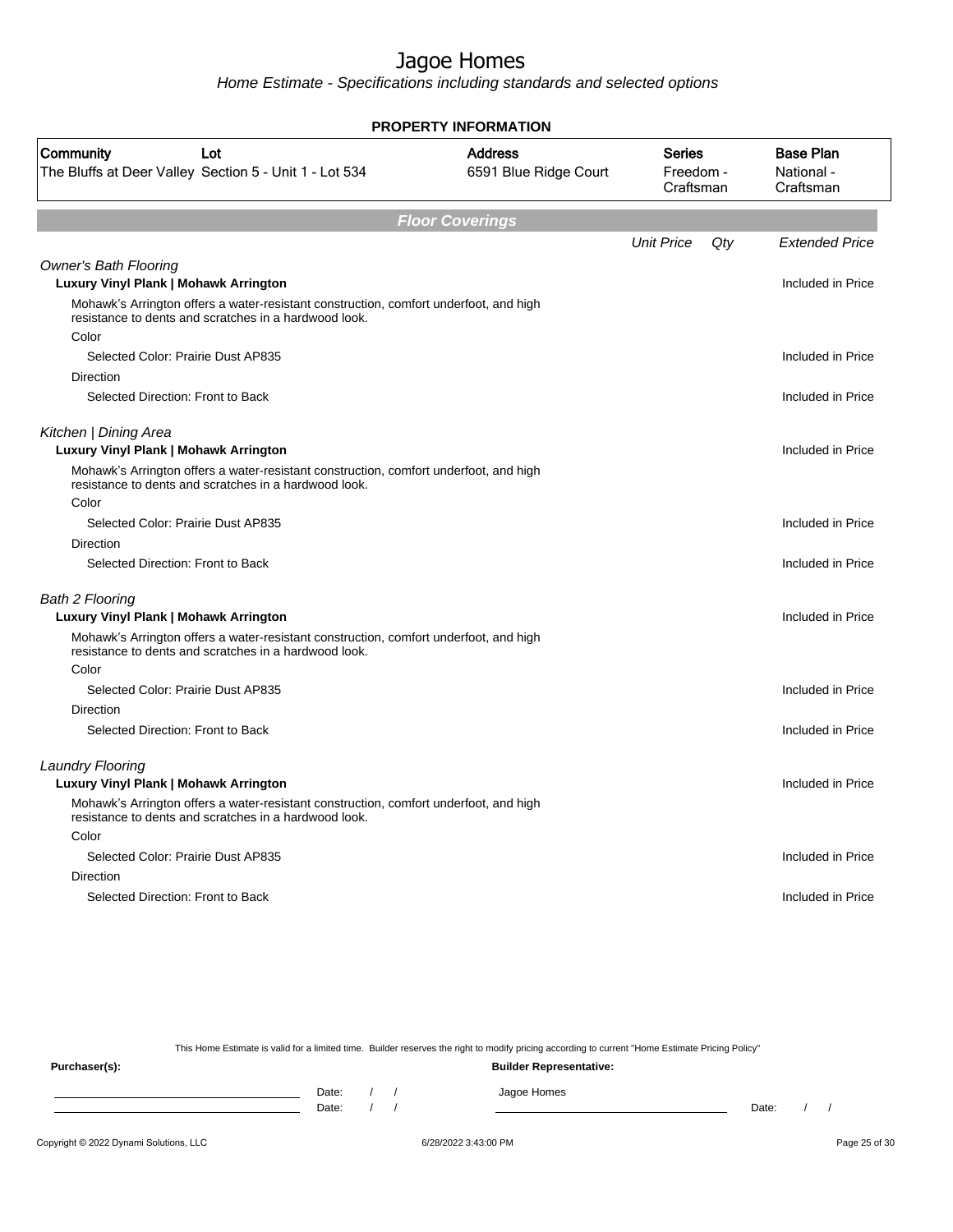# Jagoe Homes

*Home Estimate - Specifications including standards and selected options*

**PROPERTY INFORMATION**

| Community | Lot | Address | Series | Base Plan |
|---|---|---|---|---|
| The Bluffs at Deer Valley | Section 5 - Unit 1 - Lot 534 | 6591 Blue Ridge Court | Freedom - Craftsman | National - Craftsman |

## Floor Coverings

| | Unit Price | Qty | Extended Price |
|---|---|---|---|
| *Owner's Bath Flooring* | | | |
| **Luxury Vinyl Plank \| Mohawk Arrington** | | | Included in Price |
| Mohawk's Arrington offers a water-resistant construction, comfort underfoot, and high resistance to dents and scratches in a hardwood look. | | | |
| Color | | | |
| Selected Color: Prairie Dust AP835 | | | Included in Price |
| Direction | | | |
| Selected Direction: Front to Back | | | Included in Price |
| *Kitchen \| Dining Area* | | | |
| **Luxury Vinyl Plank \| Mohawk Arrington** | | | Included in Price |
| Mohawk's Arrington offers a water-resistant construction, comfort underfoot, and high resistance to dents and scratches in a hardwood look. | | | |
| Color | | | |
| Selected Color: Prairie Dust AP835 | | | Included in Price |
| Direction | | | |
| Selected Direction: Front to Back | | | Included in Price |
| *Bath 2 Flooring* | | | |
| **Luxury Vinyl Plank \| Mohawk Arrington** | | | Included in Price |
| Mohawk's Arrington offers a water-resistant construction, comfort underfoot, and high resistance to dents and scratches in a hardwood look. | | | |
| Color | | | |
| Selected Color: Prairie Dust AP835 | | | Included in Price |
| Direction | | | |
| Selected Direction: Front to Back | | | Included in Price |
| *Laundry Flooring* | | | |
| **Luxury Vinyl Plank \| Mohawk Arrington** | | | Included in Price |
| Mohawk's Arrington offers a water-resistant construction, comfort underfoot, and high resistance to dents and scratches in a hardwood look. | | | |
| Color | | | |
| Selected Color: Prairie Dust AP835 | | | Included in Price |
| Direction | | | |
| Selected Direction: Front to Back | | | Included in Price |

This Home Estimate is valid for a limited time. Builder reserves the right to modify pricing according to current "Home Estimate Pricing Policy"

**Purchaser(s):**

Date: / /

Date: / /

**Builder Representative:**

Jagoe Homes

Date: / /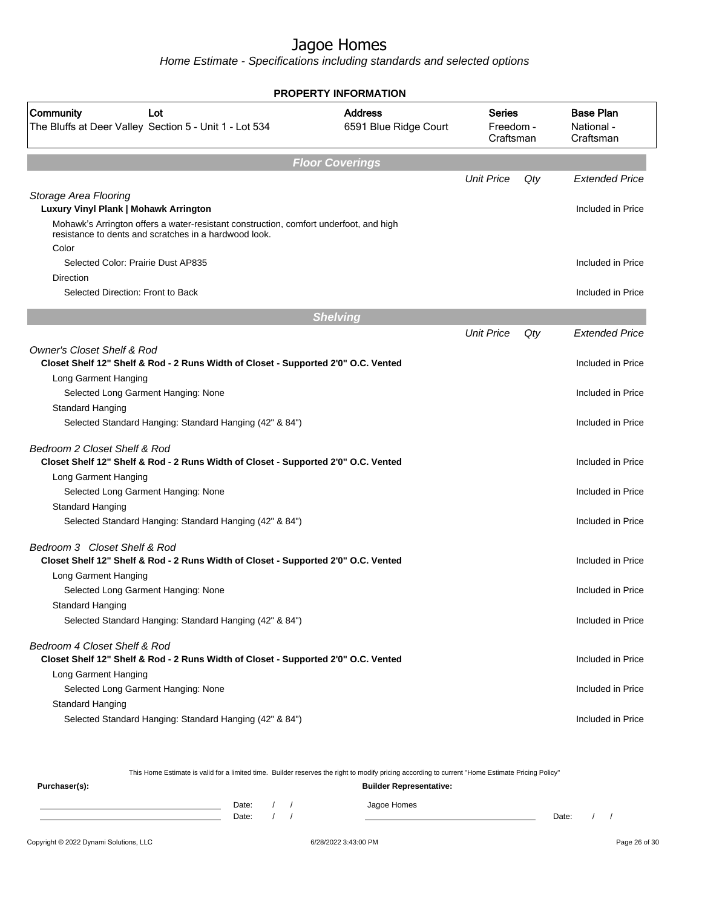# Jagoe Homes

*Home Estimate - Specifications including standards and selected options*

**PROPERTY INFORMATION**

| Community | Lot | Address | Series | Base Plan |
|---|---|---|---|---|
| The Bluffs at Deer Valley | Section 5 - Unit 1 - Lot 534 | 6591 Blue Ridge Court | Freedom - Craftsman | National - Craftsman |

## Floor Coverings

| | Unit Price | Qty | Extended Price |
|---|---|---|---|
| *Storage Area Flooring* | | | |
| **Luxury Vinyl Plank \| Mohawk Arrington** | | | Included in Price |
| Mohawk's Arrington offers a water-resistant construction, comfort underfoot, and high resistance to dents and scratches in a hardwood look. | | | |
| Color | | | |
| Selected Color: Prairie Dust AP835 | | | Included in Price |
| Direction | | | |
| Selected Direction: Front to Back | | | Included in Price |

## Shelving

| | Unit Price | Qty | Extended Price |
|---|---|---|---|
| *Owner's Closet Shelf & Rod* | | | |
| **Closet Shelf 12" Shelf & Rod - 2 Runs Width of Closet - Supported 2'0" O.C. Vented** | | | Included in Price |
| Long Garment Hanging | | | |
| Selected Long Garment Hanging: None | | | Included in Price |
| Standard Hanging | | | |
| Selected Standard Hanging: Standard Hanging (42" & 84") | | | Included in Price |
| *Bedroom 2 Closet Shelf & Rod* | | | |
| **Closet Shelf 12" Shelf & Rod - 2 Runs Width of Closet - Supported 2'0" O.C. Vented** | | | Included in Price |
| Long Garment Hanging | | | |
| Selected Long Garment Hanging: None | | | Included in Price |
| Standard Hanging | | | |
| Selected Standard Hanging: Standard Hanging (42" & 84") | | | Included in Price |
| *Bedroom 3 Closet Shelf & Rod* | | | |
| **Closet Shelf 12" Shelf & Rod - 2 Runs Width of Closet - Supported 2'0" O.C. Vented** | | | Included in Price |
| Long Garment Hanging | | | |
| Selected Long Garment Hanging: None | | | Included in Price |
| Standard Hanging | | | |
| Selected Standard Hanging: Standard Hanging (42" & 84") | | | Included in Price |
| *Bedroom 4 Closet Shelf & Rod* | | | |
| **Closet Shelf 12" Shelf & Rod - 2 Runs Width of Closet - Supported 2'0" O.C. Vented** | | | Included in Price |
| Long Garment Hanging | | | |
| Selected Long Garment Hanging: None | | | Included in Price |
| Standard Hanging | | | |
| Selected Standard Hanging: Standard Hanging (42" & 84") | | | Included in Price |

This Home Estimate is valid for a limited time. Builder reserves the right to modify pricing according to current "Home Estimate Pricing Policy"

**Purchaser(s):**

Date: / /

Date: / /

**Builder Representative:**

Jagoe Homes

Date: / /

Copyright © 2022 Dynami Solutions, LLC 6/28/2022 3:43:00 PM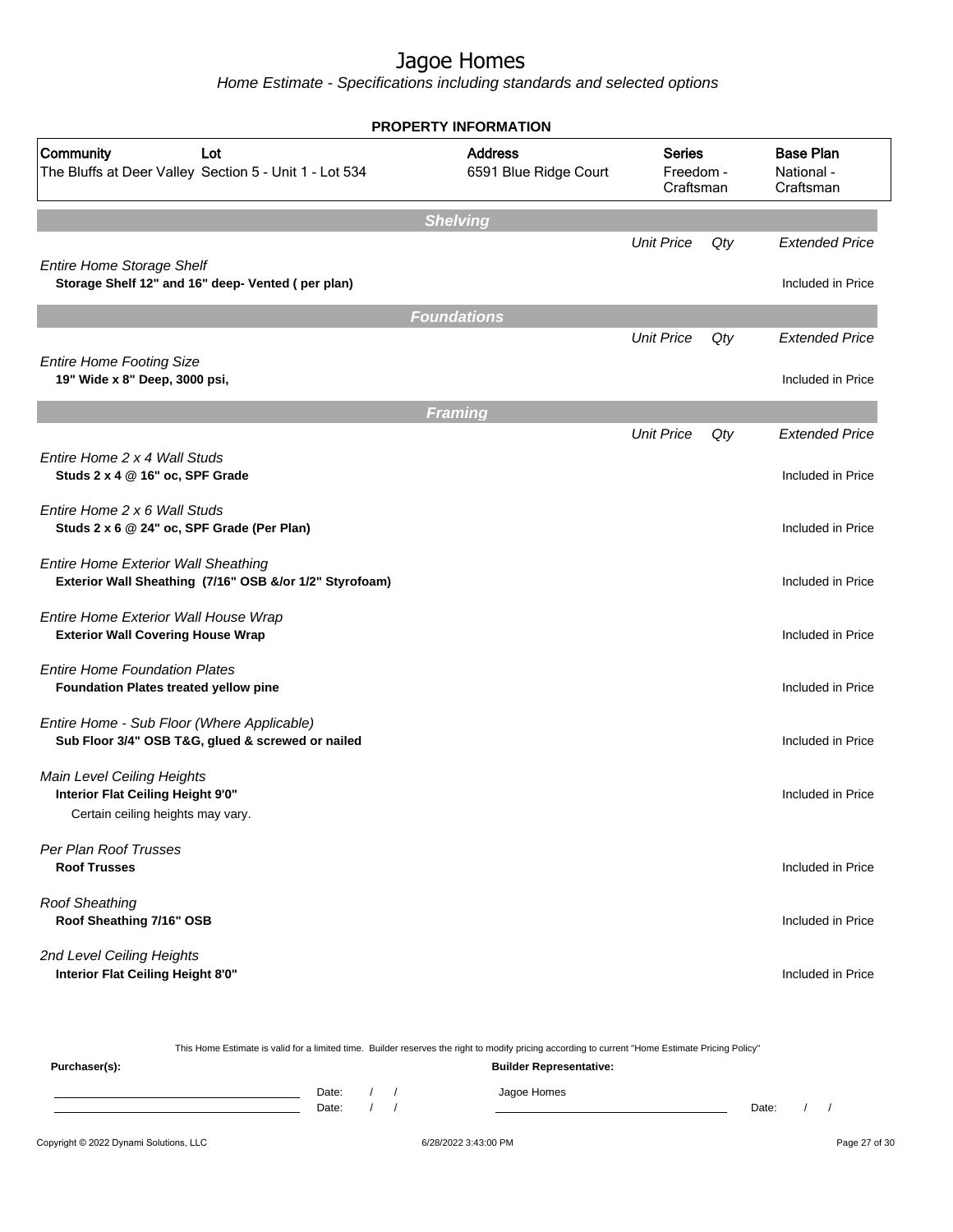# Jagoe Homes

*Home Estimate - Specifications including standards and selected options*

**PROPERTY INFORMATION**

| Community | Lot | Address | Series | Base Plan |
|---|---|---|---|---|
| The Bluffs at Deer Valley | Section 5 - Unit 1 - Lot 534 | 6591 Blue Ridge Court | Freedom - Craftsman | National - Craftsman |

## Shelving

| | Unit Price | Qty | Extended Price |
|---|---|---|---|
| *Entire Home Storage Shelf*<br>**Storage Shelf 12" and 16" deep- Vented ( per plan)** | | | Included in Price |

## Foundations

| | Unit Price | Qty | Extended Price |
|---|---|---|---|
| *Entire Home Footing Size*<br>**19" Wide x 8" Deep, 3000 psi,** | | | Included in Price |

## Framing

| | Unit Price | Qty | Extended Price |
|---|---|---|---|
| *Entire Home 2 x 4 Wall Studs*<br>**Studs 2 x 4 @ 16" oc, SPF Grade** | | | Included in Price |
| *Entire Home 2 x 6 Wall Studs*<br>**Studs 2 x 6 @ 24" oc, SPF Grade (Per Plan)** | | | Included in Price |
| *Entire Home Exterior Wall Sheathing*<br>**Exterior Wall Sheathing (7/16" OSB &/or 1/2" Styrofoam)** | | | Included in Price |
| *Entire Home Exterior Wall House Wrap*<br>**Exterior Wall Covering House Wrap** | | | Included in Price |
| *Entire Home Foundation Plates*<br>**Foundation Plates treated yellow pine** | | | Included in Price |
| *Entire Home - Sub Floor (Where Applicable)*<br>**Sub Floor 3/4" OSB T&G, glued & screwed or nailed** | | | Included in Price |
| *Main Level Ceiling Heights*<br>**Interior Flat Ceiling Height 9'0"**<br>Certain ceiling heights may vary. | | | Included in Price |
| *Per Plan Roof Trusses*<br>**Roof Trusses** | | | Included in Price |
| *Roof Sheathing*<br>**Roof Sheathing 7/16" OSB** | | | Included in Price |
| *2nd Level Ceiling Heights*<br>**Interior Flat Ceiling Height 8'0"** | | | Included in Price |

This Home Estimate is valid for a limited time. Builder reserves the right to modify pricing according to current "Home Estimate Pricing Policy"

**Purchaser(s):**

Date: / /

Date: / /

**Builder Representative:**

Jagoe Homes

Date: / /

Copyright © 2022 Dynami Solutions, LLC 6/28/2022 3:43:00 PM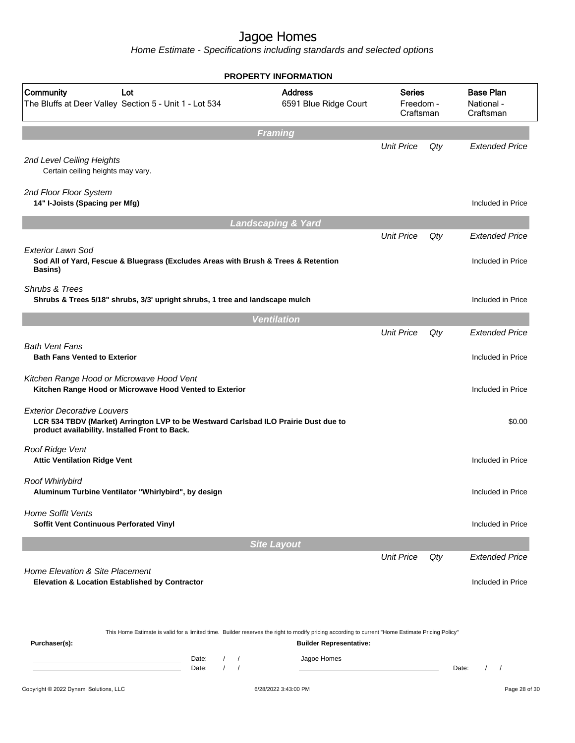# Jagoe Homes

*Home Estimate - Specifications including standards and selected options*

**PROPERTY INFORMATION**

| Community | Lot | Address | Series | Base Plan |
|---|---|---|---|---|
| The Bluffs at Deer Valley | Section 5 - Unit 1 - Lot 534 | 6591 Blue Ridge Court | Freedom - Craftsman | National - Craftsman |

## Framing

| | Unit Price | Qty | Extended Price |
|---|---|---|---|
| *2nd Level Ceiling Heights*<br>Certain ceiling heights may vary. | | | |
| *2nd Floor Floor System*<br>**14" I-Joists (Spacing per Mfg)** | | | Included in Price |

## Landscaping & Yard

| | Unit Price | Qty | Extended Price |
|---|---|---|---|
| *Exterior Lawn Sod*<br>**Sod All of Yard, Fescue & Bluegrass (Excludes Areas with Brush & Trees & Retention Basins)** | | | Included in Price |
| *Shrubs & Trees*<br>**Shrubs & Trees 5/18" shrubs, 3/3' upright shrubs, 1 tree and landscape mulch** | | | Included in Price |

## Ventilation

| | Unit Price | Qty | Extended Price |
|---|---|---|---|
| *Bath Vent Fans*<br>**Bath Fans Vented to Exterior** | | | Included in Price |
| *Kitchen Range Hood or Microwave Hood Vent*<br>**Kitchen Range Hood or Microwave Hood Vented to Exterior** | | | Included in Price |
| *Exterior Decorative Louvers*<br>**LCR 534 TBDV (Market) Arrington LVP to be Westward Carlsbad ILO Prairie Dust due to product availability. Installed Front to Back.** | | | $0.00 |
| *Roof Ridge Vent*<br>**Attic Ventilation Ridge Vent** | | | Included in Price |
| *Roof Whirlybird*<br>**Aluminum Turbine Ventilator "Whirlybird", by design** | | | Included in Price |
| *Home Soffit Vents*<br>**Soffit Vent Continuous Perforated Vinyl** | | | Included in Price |

## Site Layout

| | Unit Price | Qty | Extended Price |
|---|---|---|---|
| *Home Elevation & Site Placement*<br>**Elevation & Location Established by Contractor** | | | Included in Price |

This Home Estimate is valid for a limited time. Builder reserves the right to modify pricing according to current "Home Estimate Pricing Policy"

**Purchaser(s):**

Date: / /

Date: / /

**Builder Representative:**

Jagoe Homes

Date: / /

Copyright © 2022 Dynami Solutions, LLC — 6/28/2022 3:43:00 PM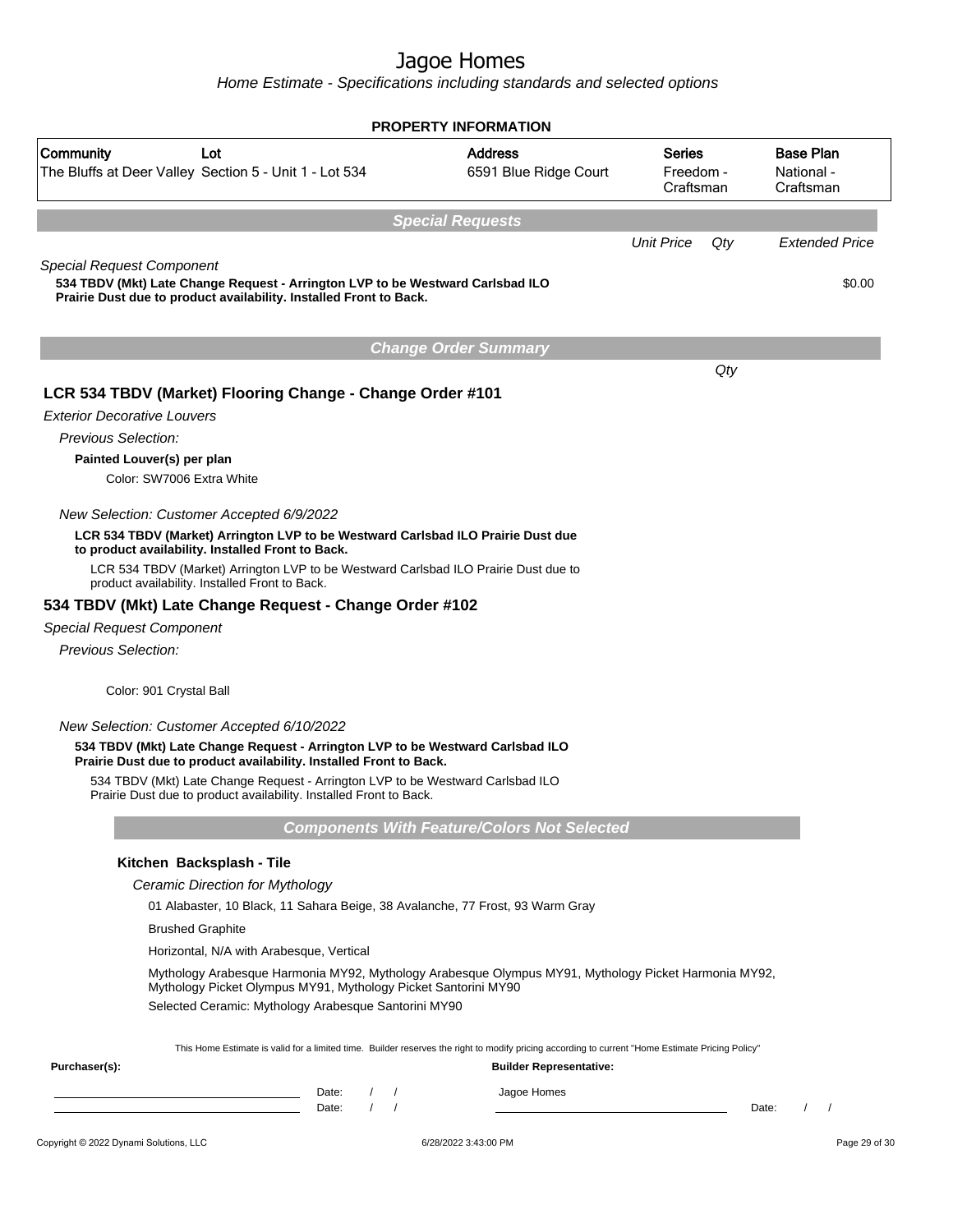# Jagoe Homes

*Home Estimate - Specifications including standards and selected options*

**PROPERTY INFORMATION**

| Community | Lot | Address | Series | Base Plan |
|---|---|---|---|---|
| The Bluffs at Deer Valley | Section 5 - Unit 1 - Lot 534 | 6591 Blue Ridge Court | Freedom - Craftsman | National - Craftsman |

## Special Requests

| | Unit Price | Qty | Extended Price |
|---|---|---|---|
| *Special Request Component* | | | |
| **534 TBDV (Mkt) Late Change Request - Arrington LVP to be Westward Carlsbad ILO Prairie Dust due to product availability. Installed Front to Back.** | | | $0.00 |

## Change Order Summary

Qty

### LCR 534 TBDV (Market) Flooring Change - Change Order #101

*Exterior Decorative Louvers*

*Previous Selection:*

**Painted Louver(s) per plan**

Color: SW7006 Extra White

*New Selection: Customer Accepted 6/9/2022*

**LCR 534 TBDV (Market) Arrington LVP to be Westward Carlsbad ILO Prairie Dust due to product availability. Installed Front to Back.**

LCR 534 TBDV (Market) Arrington LVP to be Westward Carlsbad ILO Prairie Dust due to product availability. Installed Front to Back.

### 534 TBDV (Mkt) Late Change Request - Change Order #102

*Special Request Component*

*Previous Selection:*

Color: 901 Crystal Ball

*New Selection: Customer Accepted 6/10/2022*

**534 TBDV (Mkt) Late Change Request - Arrington LVP to be Westward Carlsbad ILO Prairie Dust due to product availability. Installed Front to Back.**

534 TBDV (Mkt) Late Change Request - Arrington LVP to be Westward Carlsbad ILO Prairie Dust due to product availability. Installed Front to Back.

## Components With Feature/Colors Not Selected

**Kitchen Backsplash - Tile**

*Ceramic Direction for Mythology*

01 Alabaster, 10 Black, 11 Sahara Beige, 38 Avalanche, 77 Frost, 93 Warm Gray

Brushed Graphite

Horizontal, N/A with Arabesque, Vertical

Mythology Arabesque Harmonia MY92, Mythology Arabesque Olympus MY91, Mythology Picket Harmonia MY92, Mythology Picket Olympus MY91, Mythology Picket Santorini MY90

Selected Ceramic: Mythology Arabesque Santorini MY90

This Home Estimate is valid for a limited time. Builder reserves the right to modify pricing according to current "Home Estimate Pricing Policy"

**Purchaser(s):** ______________________ Date: / / 
______________________ Date: / /

**Builder Representative:** Jagoe Homes ______________________ Date: / /

Copyright © 2022 Dynami Solutions, LLC — 6/28/2022 3:43:00 PM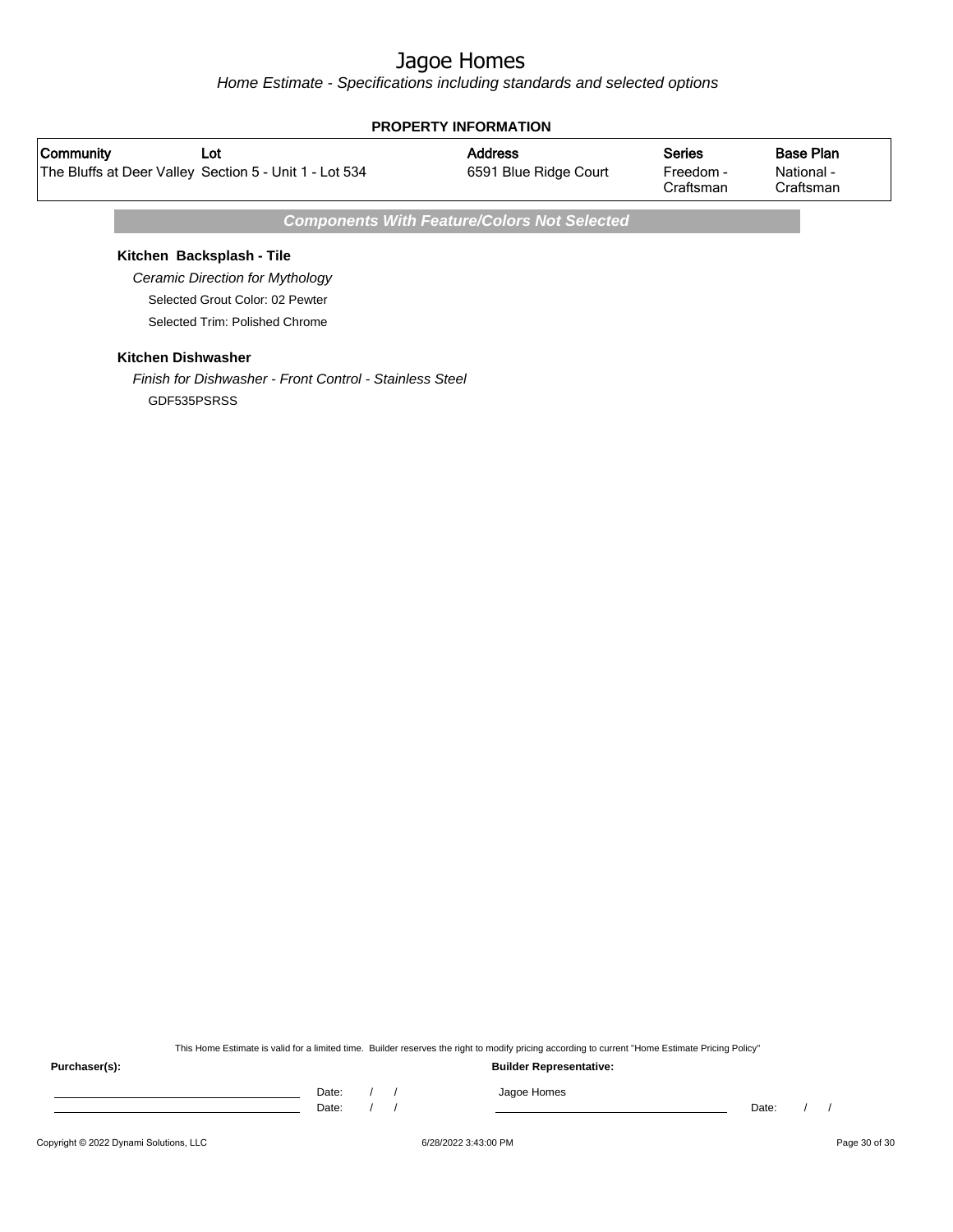# Jagoe Homes

*Home Estimate - Specifications including standards and selected options*

**PROPERTY INFORMATION**

| Community | Lot | Address | Series | Base Plan |
| --- | --- | --- | --- | --- |
| The Bluffs at Deer Valley | Section 5 - Unit 1 - Lot 534 | 6591 Blue Ridge Court | Freedom - Craftsman | National - Craftsman |

***Components With Feature/Colors Not Selected***

**Kitchen Backsplash - Tile**

*Ceramic Direction for Mythology*

Selected Grout Color: 02 Pewter

Selected Trim: Polished Chrome

**Kitchen Dishwasher**

*Finish for Dishwasher - Front Control - Stainless Steel*

GDF535PSRSS

This Home Estimate is valid for a limited time. Builder reserves the right to modify pricing according to current "Home Estimate Pricing Policy"

**Purchaser(s):**

Date: / /

Date: / /

**Builder Representative:**

Jagoe Homes

Date: / /

Copyright © 2022 Dynami Solutions, LLC

6/28/2022 3:43:00 PM